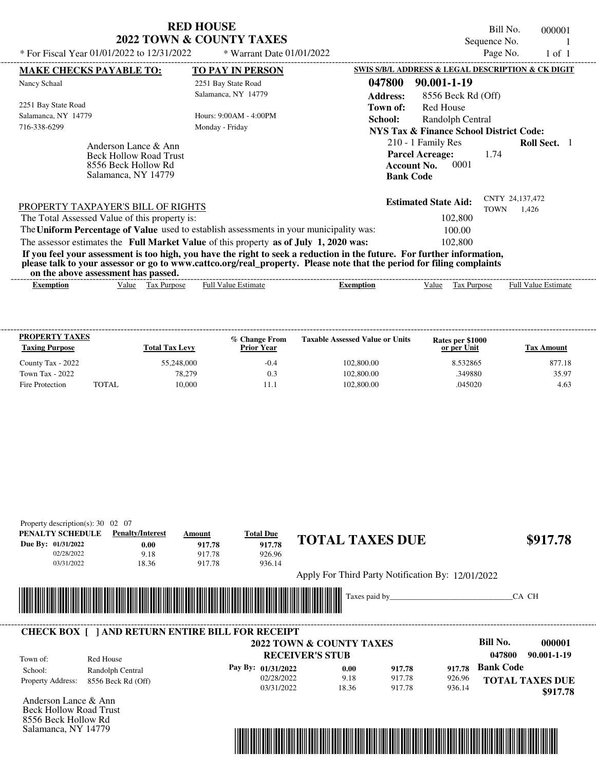# RED HOUSE
## 2022 TOWN & COUNTY TAXES

Bill No. 000001
Sequence No. 1
Page No. 1 of 1

\* For Fiscal Year 01/01/2022 to 12/31/2022 \* Warrant Date 01/01/2022

**MAKE CHECKS PAYABLE TO:**
Nancy Schaal
2251 Bay State Road
Salamanca, NY 14779
716-338-6299

**TO PAY IN PERSON**
2251 Bay State Road
Salamanca, NY 14779
Hours: 9:00AM - 4:00PM
Monday - Friday

**SWIS S/B/L ADDRESS & LEGAL DESCRIPTION & CK DIGIT**
**047800 90.001-1-19**
**Address:** 8556 Beck Rd (Off)
**Town of:** Red House
**School:** Randolph Central
**NYS Tax & Finance School District Code:**
210 - 1 Family Res **Roll Sect.** 1
**Parcel Acreage:** 1.74
**Account No.** 0001
**Bank Code**

Anderson Lance & Ann
Beck Hollow Road Trust
8556 Beck Hollow Rd
Salamanca, NY 14779

**Estimated State Aid:** CNTY 24,137,472 TOWN 1,426

PROPERTY TAXPAYER'S BILL OF RIGHTS

The Total Assessed Value of this property is: 102,800
The **Uniform Percentage of Value** used to establish assessments in your municipality was: 100.00
The assessor estimates the **Full Market Value** of this property **as of July 1, 2020 was:** 102,800

**If you feel your assessment is too high, you have the right to seek a reduction in the future. For further information, please talk to your assessor or go to www.cattco.org/real_property. Please note that the period for filing complaints on the above assessment has passed.**

| Exemption | Value | Tax Purpose | Full Value Estimate | Exemption | Value | Tax Purpose | Full Value Estimate |
|---|---|---|---|---|---|---|---|

| PROPERTY TAXES Taxing Purpose | | Total Tax Levy | % Change From Prior Year | Taxable Assessed Value or Units | Rates per $1000 or per Unit | Tax Amount |
|---|---|---|---|---|---|---|
| County Tax - 2022 | | 55,248,000 | -0.4 | 102,800.00 | 8.532865 | 877.18 |
| Town Tax - 2022 | | 78,279 | 0.3 | 102,800.00 | .349880 | 35.97 |
| Fire Protection | TOTAL | 10,000 | 11.1 | 102,800.00 | .045020 | 4.63 |

Property description(s): 30 02 07

| PENALTY SCHEDULE | Penalty/Interest | Amount | Total Due |
|---|---|---|---|
| Due By: 01/31/2022 | 0.00 | 917.78 | 917.78 |
| 02/28/2022 | 9.18 | 917.78 | 926.96 |
| 03/31/2022 | 18.36 | 917.78 | 936.14 |

**TOTAL TAXES DUE $917.78**

Apply For Third Party Notification By: 12/01/2022

Taxes paid by_______________________________CA CH

**CHECK BOX [ ] AND RETURN ENTIRE BILL FOR RECEIPT**

**2022 TOWN & COUNTY TAXES**
**RECEIVER'S STUB**

**Bill No. 000001**
**047800 90.001-1-19**

Town of: Red House
School: Randolph Central
Property Address: 8556 Beck Rd (Off)

| Pay By: | | | |
|---|---|---|---|
| 01/31/2022 | 0.00 | 917.78 | 917.78 |
| 02/28/2022 | 9.18 | 917.78 | 926.96 |
| 03/31/2022 | 18.36 | 917.78 | 936.14 |

**Bank Code**
**TOTAL TAXES DUE $917.78**

Anderson Lance & Ann
Beck Hollow Road Trust
8556 Beck Hollow Rd
Salamanca, NY 14779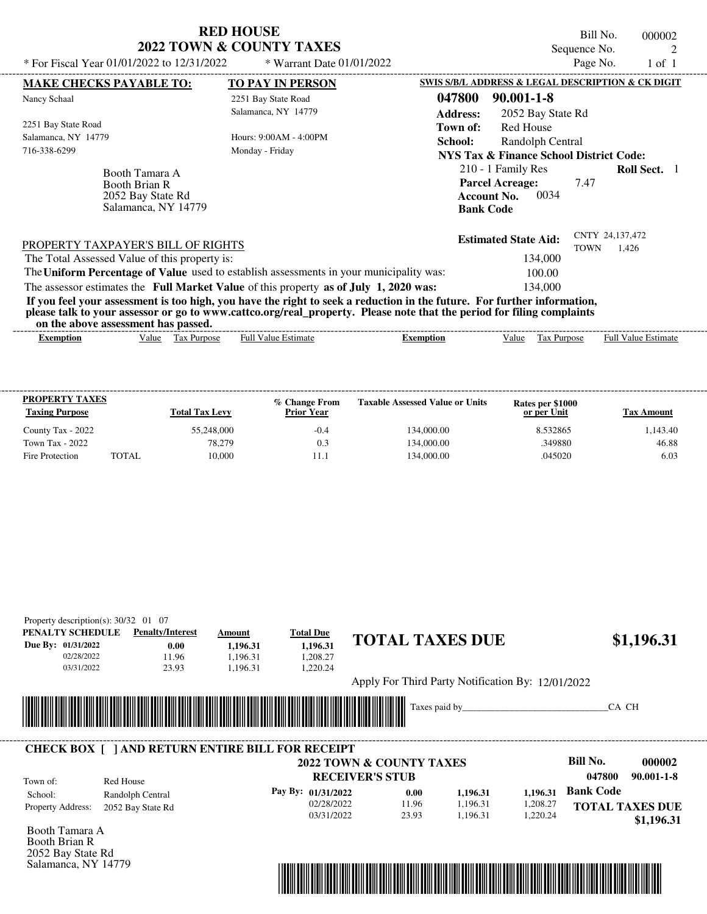# RED HOUSE
## 2022 TOWN & COUNTY TAXES

\* For Fiscal Year 01/01/2022 to 12/31/2022 \* Warrant Date 01/01/2022

Bill No. 000002
Sequence No. 2
Page No. 1 of 1

| MAKE CHECKS PAYABLE TO: | TO PAY IN PERSON | SWIS S/B/L ADDRESS & LEGAL DESCRIPTION & CK DIGIT |
|---|---|---|
| Nancy Schaal | 2251 Bay State Road | 047800 90.001-1-8 |
| 2251 Bay State Road | Salamanca, NY 14779 | Address: 2052 Bay State Rd |
| Salamanca, NY 14779 | Hours: 9:00AM - 4:00PM | Town of: Red House |
| 716-338-6299 | Monday - Friday | School: Randolph Central |

**NYS Tax & Finance School District Code:**
210 - 1 Family Res **Roll Sect.** 1
**Parcel Acreage:** 7.47
**Account No.** 0034
**Bank Code**

Booth Tamara A
Booth Brian R
2052 Bay State Rd
Salamanca, NY 14779

**Estimated State Aid:** CNTY 24,137,472 TOWN 1,426

PROPERTY TAXPAYER'S BILL OF RIGHTS

The Total Assessed Value of this property is: 134,000

The **Uniform Percentage of Value** used to establish assessments in your municipality was: 100.00

The assessor estimates the **Full Market Value** of this property **as of July 1, 2020 was:** 134,000

**If you feel your assessment is too high, you have the right to seek a reduction in the future. For further information, please talk to your assessor or go to www.cattco.org/real_property. Please note that the period for filing complaints on the above assessment has passed.**

| Exemption | Value | Tax Purpose | Full Value Estimate | Exemption | Value | Tax Purpose | Full Value Estimate |
|---|---|---|---|---|---|---|---|

| PROPERTY TAXES Taxing Purpose | Total Tax Levy | % Change From Prior Year | Taxable Assessed Value or Units | Rates per $1000 or per Unit | Tax Amount |
|---|---|---|---|---|---|
| County Tax - 2022 | 55,248,000 | -0.4 | 134,000.00 | 8.532865 | 1,143.40 |
| Town Tax - 2022 | 78,279 | 0.3 | 134,000.00 | .349880 | 46.88 |
| Fire Protection TOTAL | 10,000 | 11.1 | 134,000.00 | .045020 | 6.03 |

Property description(s): 30/32 01 07

| PENALTY SCHEDULE | Penalty/Interest | Amount | Total Due |
|---|---|---|---|
| Due By: 01/31/2022 | 0.00 | 1,196.31 | 1,196.31 |
| 02/28/2022 | 11.96 | 1,196.31 | 1,208.27 |
| 03/31/2022 | 23.93 | 1,196.31 | 1,220.24 |

**TOTAL TAXES DUE $1,196.31**

Apply For Third Party Notification By: 12/01/2022

Taxes paid by_______________________________CA CH

---

**CHECK BOX [ ] AND RETURN ENTIRE BILL FOR RECEIPT**

**2022 TOWN & COUNTY TAXES**
**RECEIVER'S STUB**

Bill No. 000002
047800 90.001-1-8

Town of: Red House
School: Randolph Central
Property Address: 2052 Bay State Rd

| Pay By: | | | |
|---|---|---|---|
| 01/31/2022 | 0.00 | 1,196.31 | 1,196.31 |
| 02/28/2022 | 11.96 | 1,196.31 | 1,208.27 |
| 03/31/2022 | 23.93 | 1,196.31 | 1,220.24 |

**Bank Code**

**TOTAL TAXES DUE $1,196.31**

Booth Tamara A
Booth Brian R
2052 Bay State Rd
Salamanca, NY 14779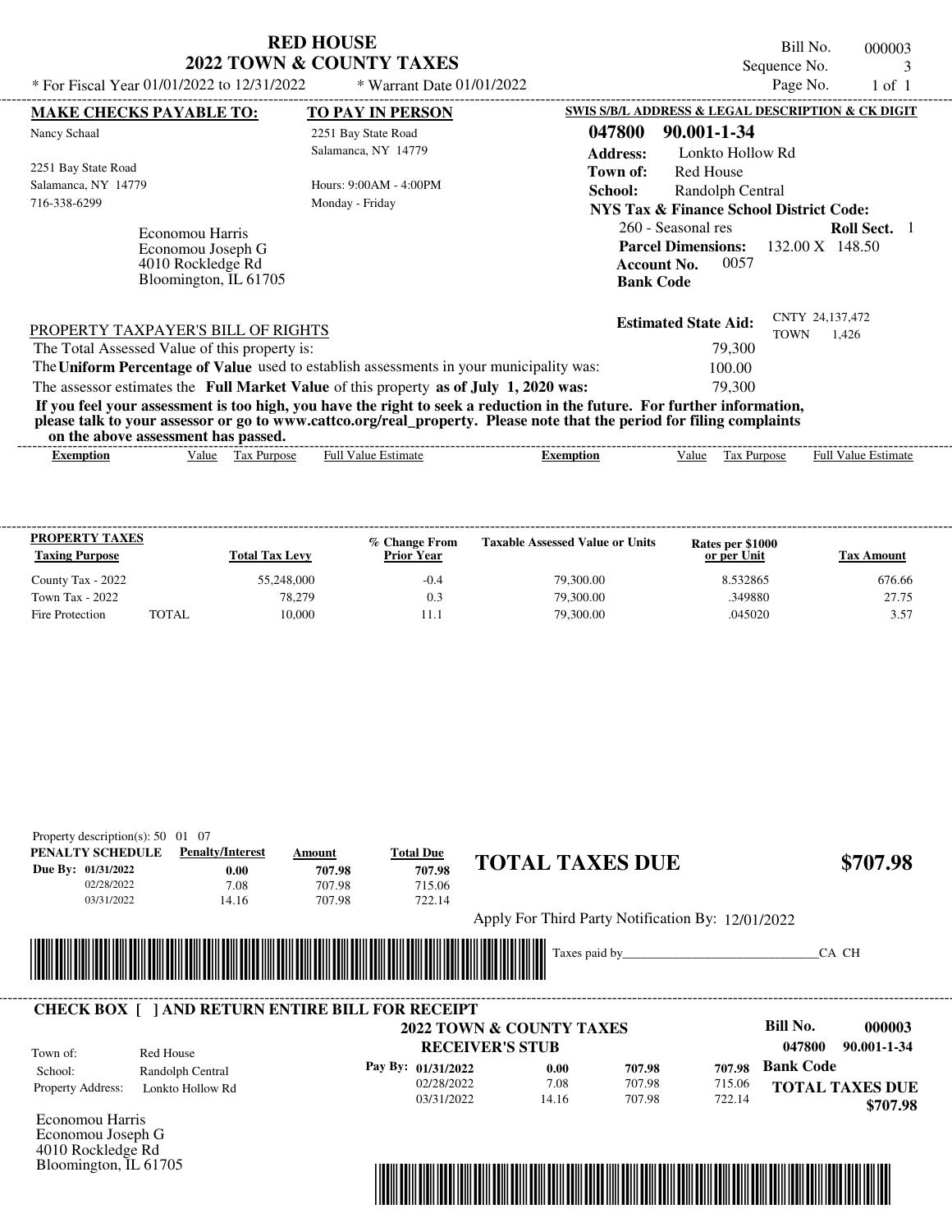# RED HOUSE
## 2022 TOWN & COUNTY TAXES

\* For Fiscal Year 01/01/2022 to 12/31/2022 &nbsp;&nbsp; \* Warrant Date 01/01/2022

Bill No. 000003
Sequence No. 3
Page No. 1 of 1

**MAKE CHECKS PAYABLE TO:**

Nancy Schaal

2251 Bay State Road
Salamanca, NY 14779
716-338-6299

**TO PAY IN PERSON**

2251 Bay State Road
Salamanca, NY 14779

Hours: 9:00AM - 4:00PM
Monday - Friday

Economou Harris
Economou Joseph G
4010 Rockledge Rd
Bloomington, IL 61705

**SWIS S/B/L ADDRESS & LEGAL DESCRIPTION & CK DIGIT**

**047800 90.001-1-34**

**Address:** Lonkto Hollow Rd
**Town of:** Red House
**School:** Randolph Central
**NYS Tax & Finance School District Code:**
260 - Seasonal res &nbsp;&nbsp; **Roll Sect.** 1
**Parcel Dimensions:** 132.00 X 148.50
**Account No.** 0057
**Bank Code**

**Estimated State Aid:** CNTY 24,137,472 TOWN 1,426

PROPERTY TAXPAYER'S BILL OF RIGHTS

The Total Assessed Value of this property is: 79,300

The **Uniform Percentage of Value** used to establish assessments in your municipality was: 100.00

The assessor estimates the **Full Market Value** of this property **as of July 1, 2020 was:** 79,300

**If you feel your assessment is too high, you have the right to seek a reduction in the future. For further information, please talk to your assessor or go to www.cattco.org/real_property. Please note that the period for filing complaints on the above assessment has passed.**

| Exemption | Value | Tax Purpose | Full Value Estimate | Exemption | Value | Tax Purpose | Full Value Estimate |
|---|---|---|---|---|---|---|---|

**PROPERTY TAXES**

| Taxing Purpose | | Total Tax Levy | % Change From Prior Year | Taxable Assessed Value or Units | Rates per $1000 or per Unit | Tax Amount |
|---|---|---|---|---|---|---|
| County Tax - 2022 | | 55,248,000 | -0.4 | 79,300.00 | 8.532865 | 676.66 |
| Town Tax - 2022 | | 78,279 | 0.3 | 79,300.00 | .349880 | 27.75 |
| Fire Protection | TOTAL | 10,000 | 11.1 | 79,300.00 | .045020 | 3.57 |

Property description(s): 50 01 07

| PENALTY SCHEDULE | Penalty/Interest | Amount | Total Due |
|---|---|---|---|
| Due By: 01/31/2022 | 0.00 | 707.98 | 707.98 |
| 02/28/2022 | 7.08 | 707.98 | 715.06 |
| 03/31/2022 | 14.16 | 707.98 | 722.14 |

**TOTAL TAXES DUE** **$707.98**

Apply For Third Party Notification By: 12/01/2022

Taxes paid by_______________________________CA CH

**CHECK BOX [ ] AND RETURN ENTIRE BILL FOR RECEIPT**

**2022 TOWN & COUNTY TAXES**
**RECEIVER'S STUB**

**Bill No. 000003**
**047800 90.001-1-34**

Town of: Red House
School: Randolph Central
Property Address: Lonkto Hollow Rd

| Pay By: | Penalty/Interest | Amount | Total Due |
|---|---|---|---|
| 01/31/2022 | 0.00 | 707.98 | 707.98 |
| 02/28/2022 | 7.08 | 707.98 | 715.06 |
| 03/31/2022 | 14.16 | 707.98 | 722.14 |

**Bank Code**

**TOTAL TAXES DUE $707.98**

Economou Harris
Economou Joseph G
4010 Rockledge Rd
Bloomington, IL 61705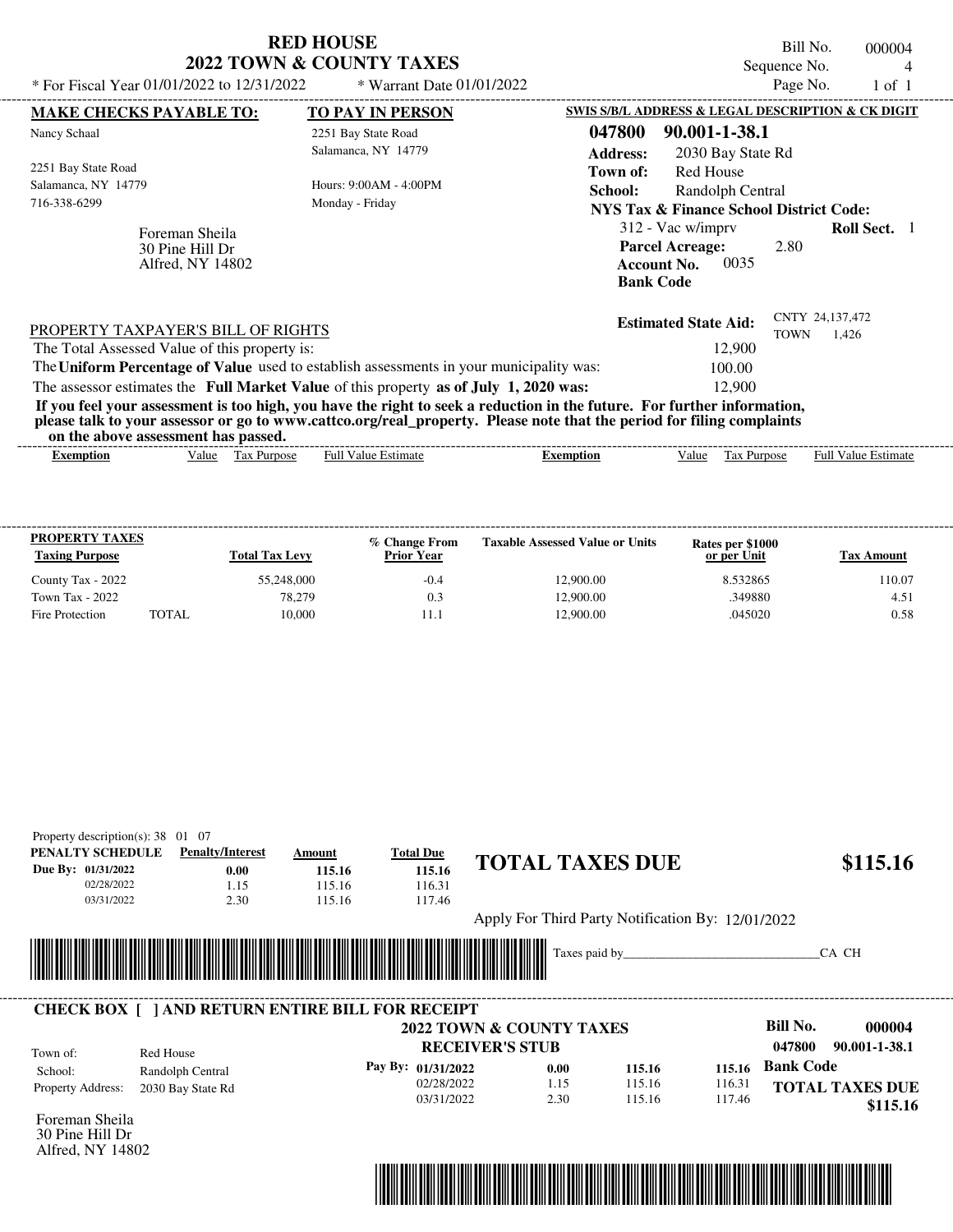# RED HOUSE
## 2022 TOWN & COUNTY TAXES

\* For Fiscal Year 01/01/2022 to 12/31/2022 \* Warrant Date 01/01/2022

Bill No. 000004
Sequence No. 4
Page No. 1 of 1

| MAKE CHECKS PAYABLE TO: | TO PAY IN PERSON | SWIS S/B/L ADDRESS & LEGAL DESCRIPTION & CK DIGIT |
|---|---|---|
| Nancy Schaal | 2251 Bay State Road | 047800 90.001-1-38.1 |
| 2251 Bay State Road | Salamanca, NY 14779 | Address: 2030 Bay State Rd |
| Salamanca, NY 14779 | Hours: 9:00AM - 4:00PM | Town of: Red House |
| 716-338-6299 | Monday - Friday | School: Randolph Central |

Foreman Sheila
30 Pine Hill Dr
Alfred, NY 14802

NYS Tax & Finance School District Code:
312 - Vac w/imprv **Roll Sect.** 1
**Parcel Acreage:** 2.80
**Account No.** 0035
**Bank Code**

**Estimated State Aid:** CNTY 24,137,472 TOWN 1,426

PROPERTY TAXPAYER'S BILL OF RIGHTS

The Total Assessed Value of this property is: 12,900
The **Uniform Percentage of Value** used to establish assessments in your municipality was: 100.00
The assessor estimates the **Full Market Value** of this property **as of July 1, 2020 was:** 12,900

**If you feel your assessment is too high, you have the right to seek a reduction in the future. For further information, please talk to your assessor or go to www.cattco.org/real_property. Please note that the period for filing complaints on the above assessment has passed.**

| Exemption | Value | Tax Purpose | Full Value Estimate | Exemption | Value | Tax Purpose | Full Value Estimate |
|---|---|---|---|---|---|---|---|

| PROPERTY TAXES Taxing Purpose | Total Tax Levy | % Change From Prior Year | Taxable Assessed Value or Units | Rates per $1000 or per Unit | Tax Amount |
|---|---|---|---|---|---|
| County Tax - 2022 | 55,248,000 | -0.4 | 12,900.00 | 8.532865 | 110.07 |
| Town Tax - 2022 | 78,279 | 0.3 | 12,900.00 | .349880 | 4.51 |
| Fire Protection TOTAL | 10,000 | 11.1 | 12,900.00 | .045020 | 0.58 |

Property description(s): 38 01 07

| PENALTY SCHEDULE | Penalty/Interest | Amount | Total Due |
|---|---|---|---|
| Due By: 01/31/2022 | 0.00 | 115.16 | 115.16 |
| 02/28/2022 | 1.15 | 115.16 | 116.31 |
| 03/31/2022 | 2.30 | 115.16 | 117.46 |

## TOTAL TAXES DUE $115.16

Apply For Third Party Notification By: 12/01/2022

Taxes paid by_______________________________CA CH

**CHECK BOX [ ] AND RETURN ENTIRE BILL FOR RECEIPT**

**2022 TOWN & COUNTY TAXES**
**RECEIVER'S STUB**

**Bill No. 000004**
**047800 90.001-1-38.1**

Town of: Red House
School: Randolph Central
Property Address: 2030 Bay State Rd

| Pay By: | | | |
|---|---|---|---|
| 01/31/2022 | 0.00 | 115.16 | 115.16 |
| 02/28/2022 | 1.15 | 115.16 | 116.31 |
| 03/31/2022 | 2.30 | 115.16 | 117.46 |

**Bank Code**

**TOTAL TAXES DUE $115.16**

Foreman Sheila
30 Pine Hill Dr
Alfred, NY 14802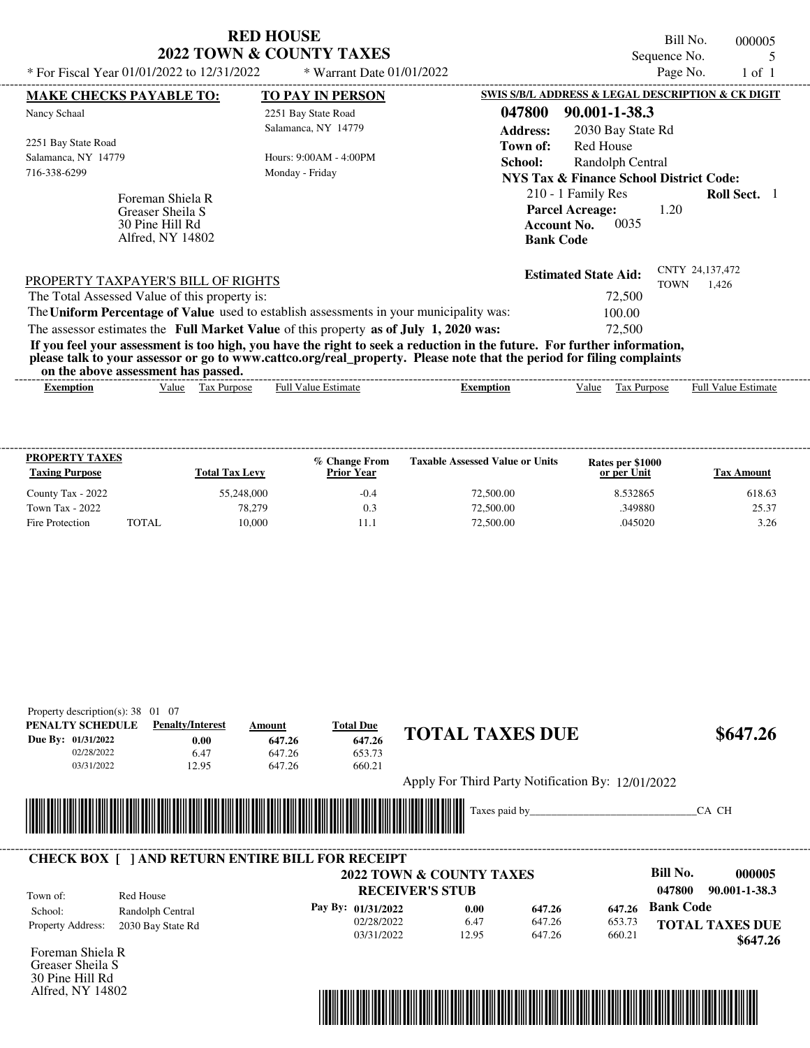# RED HOUSE
## 2022 TOWN & COUNTY TAXES

\* For Fiscal Year 01/01/2022 to 12/31/2022 \* Warrant Date 01/01/2022

Bill No. 000005
Sequence No. 5
Page No. 1 of 1

**MAKE CHECKS PAYABLE TO:**

Nancy Schaal

2251 Bay State Road
Salamanca, NY 14779
716-338-6299

**TO PAY IN PERSON**

2251 Bay State Road
Salamanca, NY 14779

Hours: 9:00AM - 4:00PM
Monday - Friday

Foreman Shiela R
Greaser Sheila S
30 Pine Hill Rd
Alfred, NY 14802

**SWIS S/B/L ADDRESS & LEGAL DESCRIPTION & CK DIGIT**

**047800 90.001-1-38.3**

**Address:** 2030 Bay State Rd
**Town of:** Red House
**School:** Randolph Central
**NYS Tax & Finance School District Code:**
210 - 1 Family Res **Roll Sect.** 1
**Parcel Acreage:** 1.20
**Account No.** 0035
**Bank Code**

**Estimated State Aid:** CNTY 24,137,472 TOWN 1,426

PROPERTY TAXPAYER'S BILL OF RIGHTS

The Total Assessed Value of this property is: 72,500

The **Uniform Percentage of Value** used to establish assessments in your municipality was: 100.00

The assessor estimates the **Full Market Value** of this property **as of July 1, 2020 was:** 72,500

**If you feel your assessment is too high, you have the right to seek a reduction in the future. For further information, please talk to your assessor or go to www.cattco.org/real_property. Please note that the period for filing complaints on the above assessment has passed.**

| Exemption | Value | Tax Purpose | Full Value Estimate | Exemption | Value | Tax Purpose | Full Value Estimate |
|---|---|---|---|---|---|---|---|

| PROPERTY TAXES Taxing Purpose | | Total Tax Levy | % Change From Prior Year | Taxable Assessed Value or Units | Rates per $1000 or per Unit | Tax Amount |
|---|---|---|---|---|---|---|
| County Tax - 2022 | | 55,248,000 | -0.4 | 72,500.00 | 8.532865 | 618.63 |
| Town Tax - 2022 | | 78,279 | 0.3 | 72,500.00 | .349880 | 25.37 |
| Fire Protection | TOTAL | 10,000 | 11.1 | 72,500.00 | .045020 | 3.26 |

Property description(s): 38 01 07

| PENALTY SCHEDULE | Penalty/Interest | Amount | Total Due |
|---|---|---|---|
| Due By: 01/31/2022 | 0.00 | 647.26 | 647.26 |
| 02/28/2022 | 6.47 | 647.26 | 653.73 |
| 03/31/2022 | 12.95 | 647.26 | 660.21 |

**TOTAL TAXES DUE $647.26**

Apply For Third Party Notification By: 12/01/2022

Taxes paid by_______________________________CA CH

**CHECK BOX [ ] AND RETURN ENTIRE BILL FOR RECEIPT**

**2022 TOWN & COUNTY TAXES**
**RECEIVER'S STUB**

**Bill No. 000005**
**047800 90.001-1-38.3**

Town of: Red House
School: Randolph Central
Property Address: 2030 Bay State Rd

| Pay By: | | | |
|---|---|---|---|
| 01/31/2022 | 0.00 | 647.26 | 647.26 |
| 02/28/2022 | 6.47 | 647.26 | 653.73 |
| 03/31/2022 | 12.95 | 647.26 | 660.21 |

**Bank Code**

**TOTAL TAXES DUE $647.26**

Foreman Shiela R
Greaser Sheila S
30 Pine Hill Rd
Alfred, NY 14802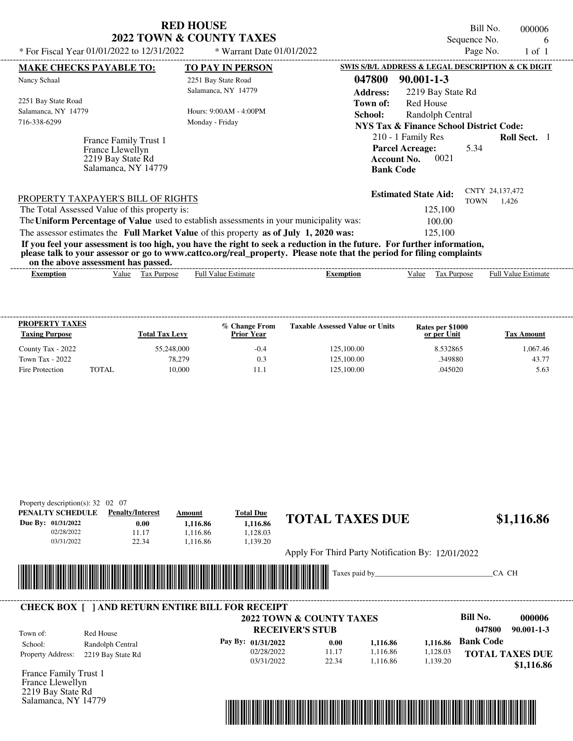# RED HOUSE
## 2022 TOWN & COUNTY TAXES

\* For Fiscal Year 01/01/2022 to 12/31/2022 \* Warrant Date 01/01/2022

Bill No. 000006
Sequence No. 6
Page No. 1 of 1

**MAKE CHECKS PAYABLE TO:**

Nancy Schaal

2251 Bay State Road
Salamanca, NY 14779
716-338-6299

**TO PAY IN PERSON**

2251 Bay State Road
Salamanca, NY 14779

Hours: 9:00AM - 4:00PM
Monday - Friday

France Family Trust 1
France Llewellyn
2219 Bay State Rd
Salamanca, NY 14779

**SWIS S/B/L ADDRESS & LEGAL DESCRIPTION & CK DIGIT**

**047800 90.001-1-3**

**Address:** 2219 Bay State Rd
**Town of:** Red House
**School:** Randolph Central
**NYS Tax & Finance School District Code:**
210 - 1 Family Res **Roll Sect.** 1
**Parcel Acreage:** 5.34
**Account No.** 0021
**Bank Code**

**Estimated State Aid:** CNTY 24,137,472 TOWN 1,426

PROPERTY TAXPAYER'S BILL OF RIGHTS

The Total Assessed Value of this property is: 125,100

The **Uniform Percentage of Value** used to establish assessments in your municipality was: 100.00

The assessor estimates the **Full Market Value** of this property **as of July 1, 2020 was:** 125,100

**If you feel your assessment is too high, you have the right to seek a reduction in the future. For further information, please talk to your assessor or go to www.cattco.org/real_property. Please note that the period for filing complaints on the above assessment has passed.**

| Exemption | Value | Tax Purpose | Full Value Estimate | Exemption | Value | Tax Purpose | Full Value Estimate |
|---|---|---|---|---|---|---|---|

| PROPERTY TAXES Taxing Purpose | | Total Tax Levy | % Change From Prior Year | Taxable Assessed Value or Units | Rates per $1000 or per Unit | Tax Amount |
|---|---|---|---|---|---|---|
| County Tax - 2022 | | 55,248,000 | -0.4 | 125,100.00 | 8.532865 | 1,067.46 |
| Town Tax - 2022 | | 78,279 | 0.3 | 125,100.00 | .349880 | 43.77 |
| Fire Protection | TOTAL | 10,000 | 11.1 | 125,100.00 | .045020 | 5.63 |

Property description(s): 32 02 07

| PENALTY SCHEDULE | Penalty/Interest | Amount | Total Due |
|---|---|---|---|
| Due By: 01/31/2022 | 0.00 | 1,116.86 | 1,116.86 |
| 02/28/2022 | 11.17 | 1,116.86 | 1,128.03 |
| 03/31/2022 | 22.34 | 1,116.86 | 1,139.20 |

**TOTAL TAXES DUE $1,116.86**

Apply For Third Party Notification By: 12/01/2022

Taxes paid by_______________________________CA CH

**CHECK BOX [ ] AND RETURN ENTIRE BILL FOR RECEIPT**

**2022 TOWN & COUNTY TAXES**
**RECEIVER'S STUB**

Bill No. **000006**
**047800 90.001-1-3**

Town of: Red House
School: Randolph Central
Property Address: 2219 Bay State Rd

| Pay By: | Penalty/Interest | Amount | Total Due |
|---|---|---|---|
| 01/31/2022 | 0.00 | 1,116.86 | 1,116.86 |
| 02/28/2022 | 11.17 | 1,116.86 | 1,128.03 |
| 03/31/2022 | 22.34 | 1,116.86 | 1,139.20 |

**Bank Code**

**TOTAL TAXES DUE $1,116.86**

France Family Trust 1
France Llewellyn
2219 Bay State Rd
Salamanca, NY 14779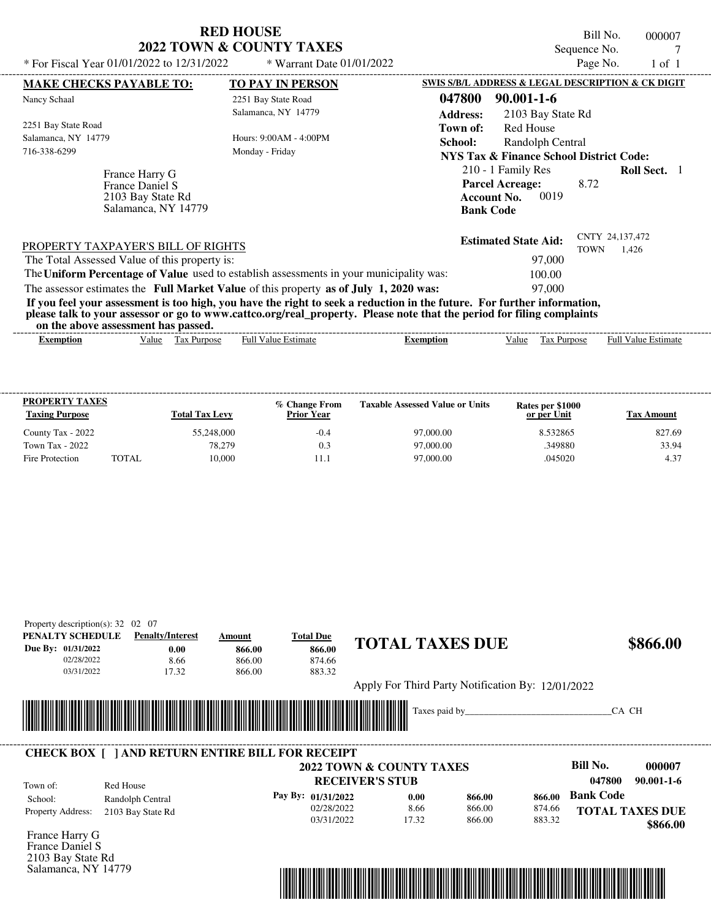# RED HOUSE
## 2022 TOWN & COUNTY TAXES

\* For Fiscal Year 01/01/2022 to 12/31/2022 \* Warrant Date 01/01/2022

Bill No. 000007
Sequence No. 7
Page No. 1 of 1

**MAKE CHECKS PAYABLE TO:**

Nancy Schaal

2251 Bay State Road
Salamanca, NY 14779
716-338-6299

France Harry G
France Daniel S
2103 Bay State Rd
Salamanca, NY 14779

**TO PAY IN PERSON**

2251 Bay State Road
Salamanca, NY 14779

Hours: 9:00AM - 4:00PM
Monday - Friday

**SWIS S/B/L ADDRESS & LEGAL DESCRIPTION & CK DIGIT**

**047800 90.001-1-6**

**Address:** 2103 Bay State Rd
**Town of:** Red House
**School:** Randolph Central
**NYS Tax & Finance School District Code:**
210 - 1 Family Res **Roll Sect.** 1
**Parcel Acreage:** 8.72
**Account No.** 0019
**Bank Code**

**Estimated State Aid:** CNTY 24,137,472 TOWN 1,426

PROPERTY TAXPAYER'S BILL OF RIGHTS

The Total Assessed Value of this property is: 97,000

The **Uniform Percentage of Value** used to establish assessments in your municipality was: 100.00

The assessor estimates the **Full Market Value** of this property **as of July 1, 2020 was:** 97,000

**If you feel your assessment is too high, you have the right to seek a reduction in the future. For further information, please talk to your assessor or go to www.cattco.org/real_property. Please note that the period for filing complaints on the above assessment has passed.**

| Exemption | Value | Tax Purpose | Full Value Estimate | Exemption | Value | Tax Purpose | Full Value Estimate |
|---|---|---|---|---|---|---|---|

| PROPERTY TAXES Taxing Purpose | Total Tax Levy | % Change From Prior Year | Taxable Assessed Value or Units | Rates per $1000 or per Unit | Tax Amount |
|---|---|---|---|---|---|
| County Tax - 2022 | 55,248,000 | -0.4 | 97,000.00 | 8.532865 | 827.69 |
| Town Tax - 2022 | 78,279 | 0.3 | 97,000.00 | .349880 | 33.94 |
| Fire Protection TOTAL | 10,000 | 11.1 | 97,000.00 | .045020 | 4.37 |

Property description(s): 32 02 07

| PENALTY SCHEDULE | Penalty/Interest | Amount | Total Due |
|---|---|---|---|
| Due By: 01/31/2022 | 0.00 | 866.00 | 866.00 |
| 02/28/2022 | 8.66 | 866.00 | 874.66 |
| 03/31/2022 | 17.32 | 866.00 | 883.32 |

**TOTAL TAXES DUE** **$866.00**

Apply For Third Party Notification By: 12/01/2022

Taxes paid by_______________________________CA CH

**CHECK BOX [ ] AND RETURN ENTIRE BILL FOR RECEIPT**

**2022 TOWN & COUNTY TAXES**
**RECEIVER'S STUB**

**Bill No.** **000007**
**047800 90.001-1-6**

Town of: Red House
School: Randolph Central
Property Address: 2103 Bay State Rd

| Pay By: | | | |
|---|---|---|---|
| 01/31/2022 | 0.00 | 866.00 | 866.00 |
| 02/28/2022 | 8.66 | 866.00 | 874.66 |
| 03/31/2022 | 17.32 | 866.00 | 883.32 |

**Bank Code**

**TOTAL TAXES DUE** **$866.00**

France Harry G
France Daniel S
2103 Bay State Rd
Salamanca, NY 14779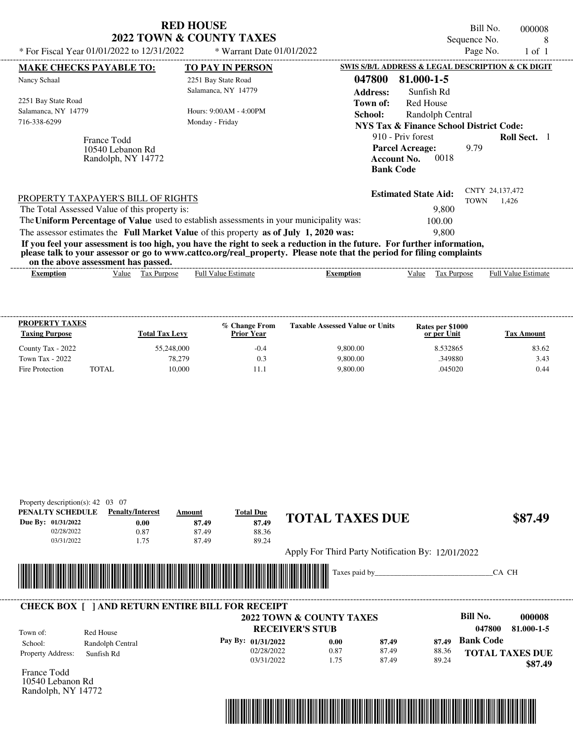# RED HOUSE
## 2022 TOWN & COUNTY TAXES

* For Fiscal Year 01/01/2022 to 12/31/2022 * Warrant Date 01/01/2022

Bill No. 000008
Sequence No. 8
Page No. 1 of 1

| MAKE CHECKS PAYABLE TO: | TO PAY IN PERSON | SWIS S/B/L ADDRESS & LEGAL DESCRIPTION & CK DIGIT |
|---|---|---|
| Nancy Schaal | 2251 Bay State Road | **047800 81.000-1-5** |
| 2251 Bay State Road | Salamanca, NY 14779 | **Address:** Sunfish Rd |
| Salamanca, NY 14779 | Hours: 9:00AM - 4:00PM | **Town of:** Red House |
| 716-338-6299 | Monday - Friday | **School:** Randolph Central |

**NYS Tax & Finance School District Code:**
910 - Priv forest **Roll Sect.** 1
**Parcel Acreage:** 9.79
**Account No.** 0018
**Bank Code**

France Todd
10540 Lebanon Rd
Randolph, NY 14772

**Estimated State Aid:** CNTY 24,137,472 TOWN 1,426

PROPERTY TAXPAYER'S BILL OF RIGHTS

The Total Assessed Value of this property is: 9,800
The **Uniform Percentage of Value** used to establish assessments in your municipality was: 100.00
The assessor estimates the **Full Market Value** of this property **as of July 1, 2020 was:** 9,800

**If you feel your assessment is too high, you have the right to seek a reduction in the future. For further information, please talk to your assessor or go to www.cattco.org/real_property. Please note that the period for filing complaints on the above assessment has passed.**

| Exemption | Value | Tax Purpose | Full Value Estimate | Exemption | Value | Tax Purpose | Full Value Estimate |
|---|---|---|---|---|---|---|---|

| PROPERTY TAXES Taxing Purpose | | Total Tax Levy | % Change From Prior Year | Taxable Assessed Value or Units | Rates per $1000 or per Unit | Tax Amount |
|---|---|---|---|---|---|---|
| County Tax - 2022 | | 55,248,000 | -0.4 | 9,800.00 | 8.532865 | 83.62 |
| Town Tax - 2022 | | 78,279 | 0.3 | 9,800.00 | .349880 | 3.43 |
| Fire Protection | TOTAL | 10,000 | 11.1 | 9,800.00 | .045020 | 0.44 |

Property description(s): 42 03 07

| PENALTY SCHEDULE | Penalty/Interest | Amount | Total Due |
|---|---|---|---|
| Due By: 01/31/2022 | 0.00 | 87.49 | 87.49 |
| 02/28/2022 | 0.87 | 87.49 | 88.36 |
| 03/31/2022 | 1.75 | 87.49 | 89.24 |

**TOTAL TAXES DUE $87.49**

Apply For Third Party Notification By: 12/01/2022

Taxes paid by_______________________________CA CH

**CHECK BOX [ ] AND RETURN ENTIRE BILL FOR RECEIPT**

**2022 TOWN & COUNTY TAXES**
**RECEIVER'S STUB**

**Bill No. 000008**
**047800 81.000-1-5**

Town of: Red House
School: Randolph Central
Property Address: Sunfish Rd

| Pay By: | | | |
|---|---|---|---|
| 01/31/2022 | 0.00 | 87.49 | 87.49 |
| 02/28/2022 | 0.87 | 87.49 | 88.36 |
| 03/31/2022 | 1.75 | 87.49 | 89.24 |

**Bank Code**
**TOTAL TAXES DUE $87.49**

France Todd
10540 Lebanon Rd
Randolph, NY 14772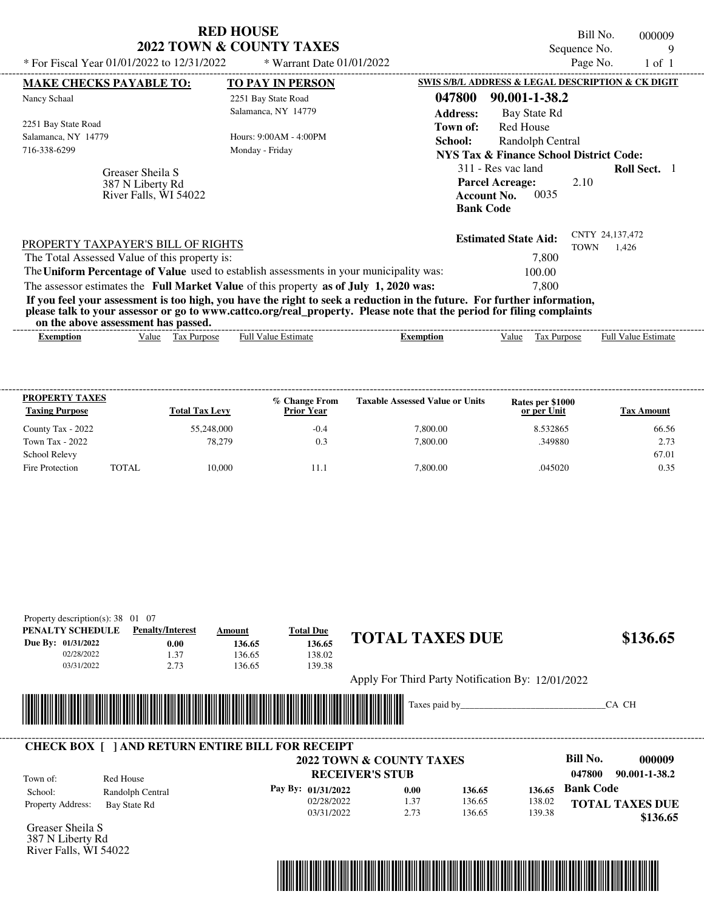# RED HOUSE
## 2022 TOWN & COUNTY TAXES

\* For Fiscal Year 01/01/2022 to 12/31/2022 \* Warrant Date 01/01/2022

Bill No. 000009
Sequence No. 9
Page No. 1 of 1

**MAKE CHECKS PAYABLE TO:**
Nancy Schaal

2251 Bay State Road
Salamanca, NY 14779
716-338-6299

**TO PAY IN PERSON**
2251 Bay State Road
Salamanca, NY 14779

Hours: 9:00AM - 4:00PM
Monday - Friday

**SWIS S/B/L ADDRESS & LEGAL DESCRIPTION & CK DIGIT**

**047800 90.001-1-38.2**
**Address:** Bay State Rd
**Town of:** Red House
**School:** Randolph Central
**NYS Tax & Finance School District Code:**
311 - Res vac land **Roll Sect.** 1
**Parcel Acreage:** 2.10
**Account No.** 0035
**Bank Code**

Greaser Sheila S
387 N Liberty Rd
River Falls, WI 54022

**Estimated State Aid:** CNTY 24,137,472 TOWN 1,426

PROPERTY TAXPAYER'S BILL OF RIGHTS

The Total Assessed Value of this property is: 7,800
The **Uniform Percentage of Value** used to establish assessments in your municipality was: 100.00
The assessor estimates the **Full Market Value** of this property **as of July 1, 2020 was:** 7,800

**If you feel your assessment is too high, you have the right to seek a reduction in the future. For further information, please talk to your assessor or go to www.cattco.org/real_property. Please note that the period for filing complaints on the above assessment has passed.**

| Exemption | Value | Tax Purpose | Full Value Estimate | Exemption | Value | Tax Purpose | Full Value Estimate |
|---|---|---|---|---|---|---|---|

| PROPERTY TAXES Taxing Purpose | | Total Tax Levy | % Change From Prior Year | Taxable Assessed Value or Units | Rates per $1000 or per Unit | Tax Amount |
|---|---|---|---|---|---|---|
| County Tax - 2022 | | 55,248,000 | -0.4 | 7,800.00 | 8.532865 | 66.56 |
| Town Tax - 2022 | | 78,279 | 0.3 | 7,800.00 | .349880 | 2.73 |
| School Relevy | | | | | | 67.01 |
| Fire Protection | TOTAL | 10,000 | 11.1 | 7,800.00 | .045020 | 0.35 |

Property description(s): 38 01 07

| PENALTY SCHEDULE | Penalty/Interest | Amount | Total Due |
|---|---|---|---|
| Due By: 01/31/2022 | 0.00 | 136.65 | 136.65 |
| 02/28/2022 | 1.37 | 136.65 | 138.02 |
| 03/31/2022 | 2.73 | 136.65 | 139.38 |

**TOTAL TAXES DUE $136.65**

Apply For Third Party Notification By: 12/01/2022

Taxes paid by_______________________________CA CH

**CHECK BOX [ ] AND RETURN ENTIRE BILL FOR RECEIPT**

**2022 TOWN & COUNTY TAXES**
**RECEIVER'S STUB**

**Bill No. 000009**
**047800 90.001-1-38.2**

Town of: Red House
School: Randolph Central
Property Address: Bay State Rd

| Pay By: | | | |
|---|---|---|---|
| 01/31/2022 | 0.00 | 136.65 | 136.65 |
| 02/28/2022 | 1.37 | 136.65 | 138.02 |
| 03/31/2022 | 2.73 | 136.65 | 139.38 |

**Bank Code**

**TOTAL TAXES DUE $136.65**

Greaser Sheila S
387 N Liberty Rd
River Falls, WI 54022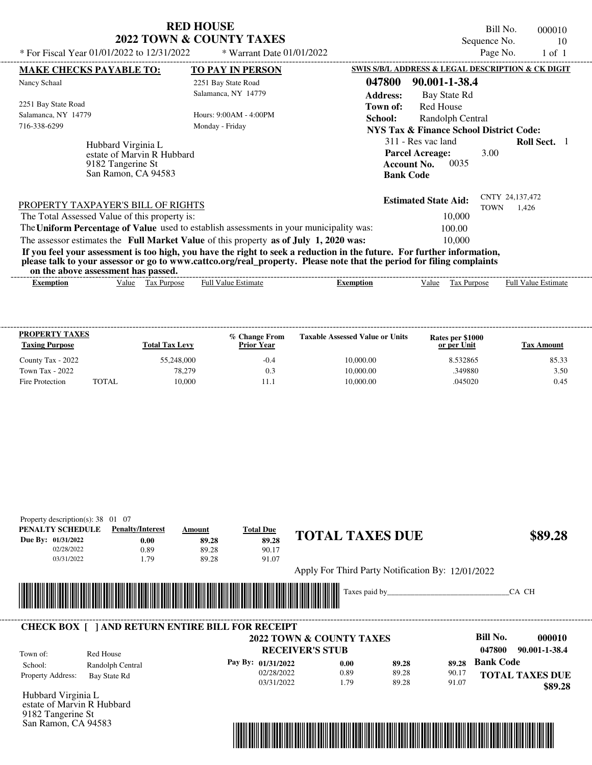# RED HOUSE
## 2022 TOWN & COUNTY TAXES

\* For Fiscal Year 01/01/2022 to 12/31/2022 — \* Warrant Date 01/01/2022

Bill No. 000010
Sequence No. 10
Page No. 1 of 1

| MAKE CHECKS PAYABLE TO: | TO PAY IN PERSON | SWIS S/B/L ADDRESS & LEGAL DESCRIPTION & CK DIGIT |
|---|---|---|
| Nancy Schaal | 2251 Bay State Road | 047800 90.001-1-38.4 |
| 2251 Bay State Road | Salamanca, NY 14779 | Address: Bay State Rd |
| Salamanca, NY 14779 | Hours: 9:00AM - 4:00PM | Town of: Red House |
| 716-338-6299 | Monday - Friday | School: Randolph Central |

**NYS Tax & Finance School District Code:**
311 - Res vac land — **Roll Sect.** 1
**Parcel Acreage:** 3.00
**Account No.** 0035
**Bank Code**

Hubbard Virginia L
estate of Marvin R Hubbard
9182 Tangerine St
San Ramon, CA 94583

**Estimated State Aid:** CNTY 24,137,472 TOWN 1,426

PROPERTY TAXPAYER'S BILL OF RIGHTS

The Total Assessed Value of this property is: 10,000

The **Uniform Percentage of Value** used to establish assessments in your municipality was: 100.00

The assessor estimates the **Full Market Value** of this property **as of July 1, 2020 was:** 10,000

**If you feel your assessment is too high, you have the right to seek a reduction in the future. For further information, please talk to your assessor or go to www.cattco.org/real_property. Please note that the period for filing complaints on the above assessment has passed.**

| Exemption | Value | Tax Purpose | Full Value Estimate | Exemption | Value | Tax Purpose | Full Value Estimate |
|---|---|---|---|---|---|---|---|

| PROPERTY TAXES Taxing Purpose | | Total Tax Levy | % Change From Prior Year | Taxable Assessed Value or Units | Rates per $1000 or per Unit | Tax Amount |
|---|---|---|---|---|---|---|
| County Tax - 2022 | | 55,248,000 | -0.4 | 10,000.00 | 8.532865 | 85.33 |
| Town Tax - 2022 | | 78,279 | 0.3 | 10,000.00 | .349880 | 3.50 |
| Fire Protection | TOTAL | 10,000 | 11.1 | 10,000.00 | .045020 | 0.45 |

Property description(s): 38 01 07

| PENALTY SCHEDULE | Penalty/Interest | Amount | Total Due |
|---|---|---|---|
| Due By: 01/31/2022 | 0.00 | 89.28 | 89.28 |
| 02/28/2022 | 0.89 | 89.28 | 90.17 |
| 03/31/2022 | 1.79 | 89.28 | 91.07 |

**TOTAL TAXES DUE $89.28**

Apply For Third Party Notification By: 12/01/2022

Taxes paid by_______________________________CA CH

---

**CHECK BOX [ ] AND RETURN ENTIRE BILL FOR RECEIPT**

**2022 TOWN & COUNTY TAXES**
**RECEIVER'S STUB**

Bill No. 000010
047800 90.001-1-38.4

Town of: Red House
School: Randolph Central
Property Address: Bay State Rd

| Pay By: | | | |
|---|---|---|---|
| 01/31/2022 | 0.00 | 89.28 | 89.28 |
| 02/28/2022 | 0.89 | 89.28 | 90.17 |
| 03/31/2022 | 1.79 | 89.28 | 91.07 |

**Bank Code**

**TOTAL TAXES DUE $89.28**

Hubbard Virginia L
estate of Marvin R Hubbard
9182 Tangerine St
San Ramon, CA 94583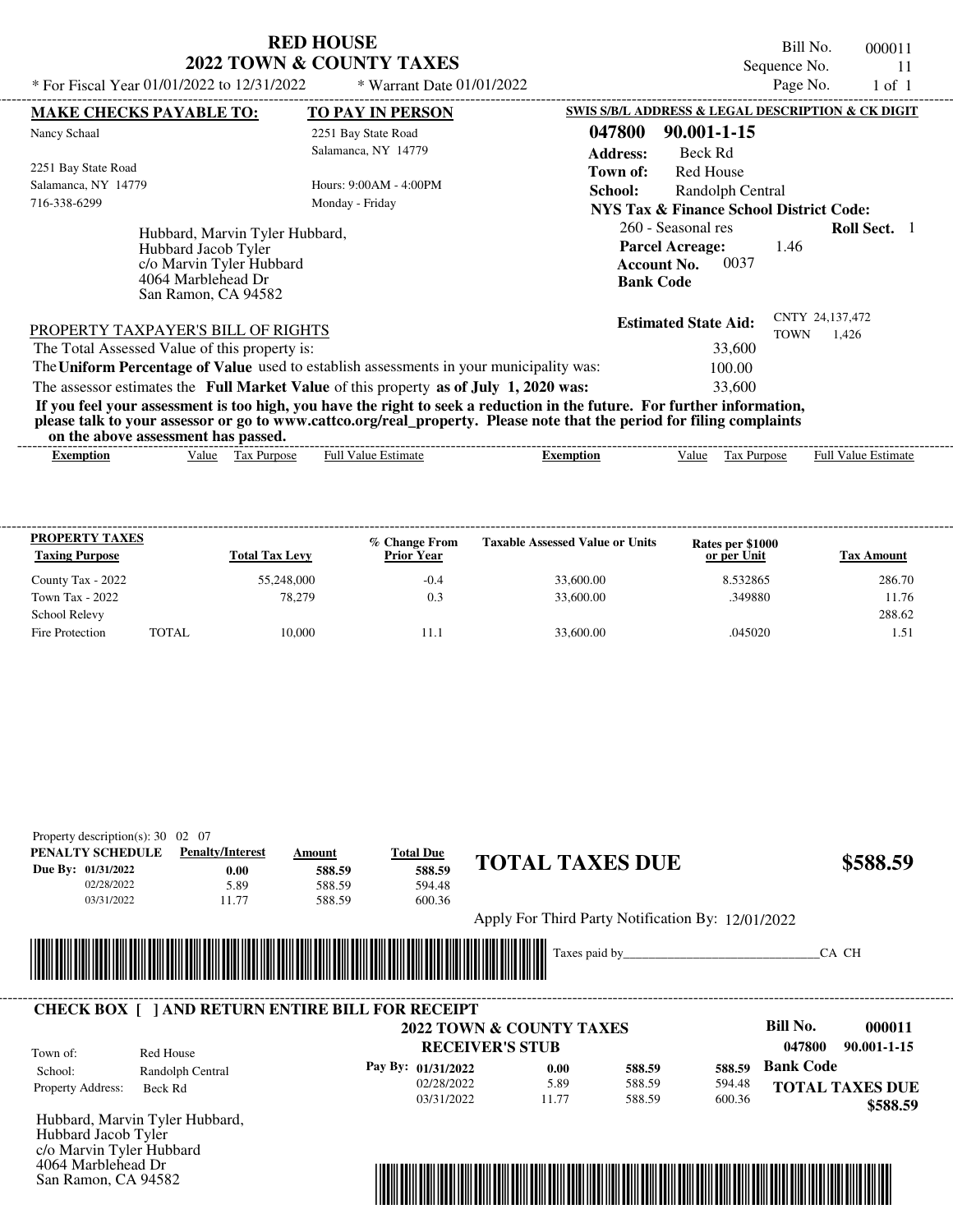# RED HOUSE
## 2022 TOWN & COUNTY TAXES

Bill No. 000011
Sequence No. 11
Page No. 1 of 1

* For Fiscal Year 01/01/2022 to 12/31/2022 * Warrant Date 01/01/2022

**MAKE CHECKS PAYABLE TO:**

Nancy Schaal

2251 Bay State Road
Salamanca, NY 14779
716-338-6299

**TO PAY IN PERSON**

2251 Bay State Road
Salamanca, NY 14779

Hours: 9:00AM - 4:00PM
Monday - Friday

**SWIS S/B/L ADDRESS & LEGAL DESCRIPTION & CK DIGIT**

**047800 90.001-1-15**

**Address:** Beck Rd
**Town of:** Red House
**School:** Randolph Central
**NYS Tax & Finance School District Code:**
260 - Seasonal res **Roll Sect.** 1
**Parcel Acreage:** 1.46
**Account No.** 0037
**Bank Code**

Hubbard, Marvin Tyler Hubbard,
Hubbard Jacob Tyler
c/o Marvin Tyler Hubbard
4064 Marblehead Dr
San Ramon, CA 94582

**Estimated State Aid:** CNTY 24,137,472 TOWN 1,426

PROPERTY TAXPAYER'S BILL OF RIGHTS

The Total Assessed Value of this property is: 33,600

The **Uniform Percentage of Value** used to establish assessments in your municipality was: 100.00

The assessor estimates the **Full Market Value** of this property **as of July 1, 2020 was:** 33,600

**If you feel your assessment is too high, you have the right to seek a reduction in the future. For further information, please talk to your assessor or go to www.cattco.org/real_property. Please note that the period for filing complaints on the above assessment has passed.**

| Exemption | Value | Tax Purpose | Full Value Estimate | Exemption | Value | Tax Purpose | Full Value Estimate |
|---|---|---|---|---|---|---|---|

| PROPERTY TAXES Taxing Purpose | Total Tax Levy | % Change From Prior Year | Taxable Assessed Value or Units | Rates per $1000 or per Unit | Tax Amount |
|---|---|---|---|---|---|
| County Tax - 2022 | 55,248,000 | -0.4 | 33,600.00 | 8.532865 | 286.70 |
| Town Tax - 2022 | 78,279 | 0.3 | 33,600.00 | .349880 | 11.76 |
| School Relevy | | | | | 288.62 |
| Fire Protection TOTAL | 10,000 | 11.1 | 33,600.00 | .045020 | 1.51 |

Property description(s): 30 02 07

| PENALTY SCHEDULE | Penalty/Interest | Amount | Total Due |
|---|---|---|---|
| Due By: 01/31/2022 | 0.00 | 588.59 | 588.59 |
| 02/28/2022 | 5.89 | 588.59 | 594.48 |
| 03/31/2022 | 11.77 | 588.59 | 600.36 |

## TOTAL TAXES DUE $588.59

Apply For Third Party Notification By: 12/01/2022

Taxes paid by_______________________________CA CH

**CHECK BOX [ ] AND RETURN ENTIRE BILL FOR RECEIPT**

**2022 TOWN & COUNTY TAXES**
**RECEIVER'S STUB**

**Bill No. 000011**
**047800 90.001-1-15**

Town of: Red House
School: Randolph Central
Property Address: Beck Rd

| Pay By: | | | |
|---|---|---|---|
| 01/31/2022 | 0.00 | 588.59 | 588.59 |
| 02/28/2022 | 5.89 | 588.59 | 594.48 |
| 03/31/2022 | 11.77 | 588.59 | 600.36 |

**Bank Code**

**TOTAL TAXES DUE $588.59**

Hubbard, Marvin Tyler Hubbard,
Hubbard Jacob Tyler
c/o Marvin Tyler Hubbard
4064 Marblehead Dr
San Ramon, CA 94582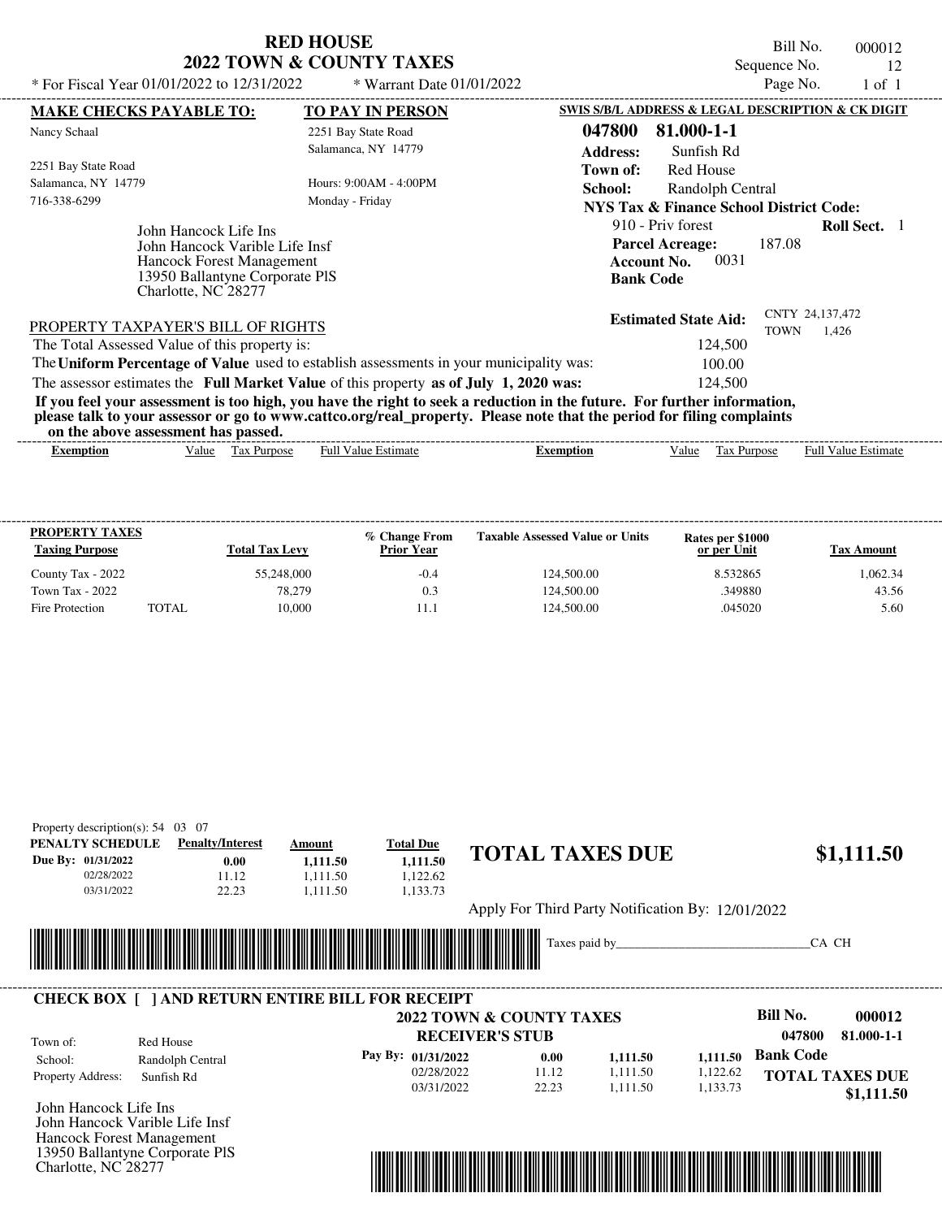# RED HOUSE
## 2022 TOWN & COUNTY TAXES

* For Fiscal Year 01/01/2022 to 12/31/2022 * Warrant Date 01/01/2022

Bill No. 000012
Sequence No. 12
Page No. 1 of 1

**MAKE CHECKS PAYABLE TO:**
Nancy Schaal
2251 Bay State Road
Salamanca, NY 14779
716-338-6299

**TO PAY IN PERSON**
2251 Bay State Road
Salamanca, NY 14779
Hours: 9:00AM - 4:00PM
Monday - Friday

**SWIS S/B/L ADDRESS & LEGAL DESCRIPTION & CK DIGIT**
**047800 81.000-1-1**
**Address:** Sunfish Rd
**Town of:** Red House
**School:** Randolph Central
**NYS Tax & Finance School District Code:**
910 - Priv forest **Roll Sect.** 1
**Parcel Acreage:** 187.08
**Account No.** 0031
**Bank Code**

John Hancock Life Ins
John Hancock Varible Life Insf
Hancock Forest Management
13950 Ballantyne Corporate PlS
Charlotte, NC 28277

**Estimated State Aid:** CNTY 24,137,472 TOWN 1,426

PROPERTY TAXPAYER'S BILL OF RIGHTS

The Total Assessed Value of this property is: 124,500
The **Uniform Percentage of Value** used to establish assessments in your municipality was: 100.00
The assessor estimates the **Full Market Value** of this property **as of July 1, 2020 was:** 124,500

**If you feel your assessment is too high, you have the right to seek a reduction in the future. For further information, please talk to your assessor or go to www.cattco.org/real_property. Please note that the period for filing complaints on the above assessment has passed.**

| Exemption | Value | Tax Purpose | Full Value Estimate | Exemption | Value | Tax Purpose | Full Value Estimate |
|---|---|---|---|---|---|---|---|

**PROPERTY TAXES**

| Taxing Purpose | | Total Tax Levy | % Change From Prior Year | Taxable Assessed Value or Units | Rates per $1000 or per Unit | Tax Amount |
|---|---|---|---|---|---|---|
| County Tax - 2022 | | 55,248,000 | -0.4 | 124,500.00 | 8.532865 | 1,062.34 |
| Town Tax - 2022 | | 78,279 | 0.3 | 124,500.00 | .349880 | 43.56 |
| Fire Protection | TOTAL | 10,000 | 11.1 | 124,500.00 | .045020 | 5.60 |

Property description(s): 54 03 07

| PENALTY SCHEDULE | Penalty/Interest | Amount | Total Due |
|---|---|---|---|
| Due By: 01/31/2022 | 0.00 | 1,111.50 | 1,111.50 |
| 02/28/2022 | 11.12 | 1,111.50 | 1,122.62 |
| 03/31/2022 | 22.23 | 1,111.50 | 1,133.73 |

**TOTAL TAXES DUE $1,111.50**

Apply For Third Party Notification By: 12/01/2022

Taxes paid by_______________________________CA CH

**CHECK BOX [ ] AND RETURN ENTIRE BILL FOR RECEIPT**

**2022 TOWN & COUNTY TAXES**
**RECEIVER'S STUB**

Bill No. **000012**
**047800 81.000-1-1**

Town of: Red House
School: Randolph Central
Property Address: Sunfish Rd

| Pay By: | | | |
|---|---|---|---|
| 01/31/2022 | 0.00 | 1,111.50 | 1,111.50 |
| 02/28/2022 | 11.12 | 1,111.50 | 1,122.62 |
| 03/31/2022 | 22.23 | 1,111.50 | 1,133.73 |

**Bank Code**

**TOTAL TAXES DUE $1,111.50**

John Hancock Life Ins
John Hancock Varible Life Insf
Hancock Forest Management
13950 Ballantyne Corporate PlS
Charlotte, NC 28277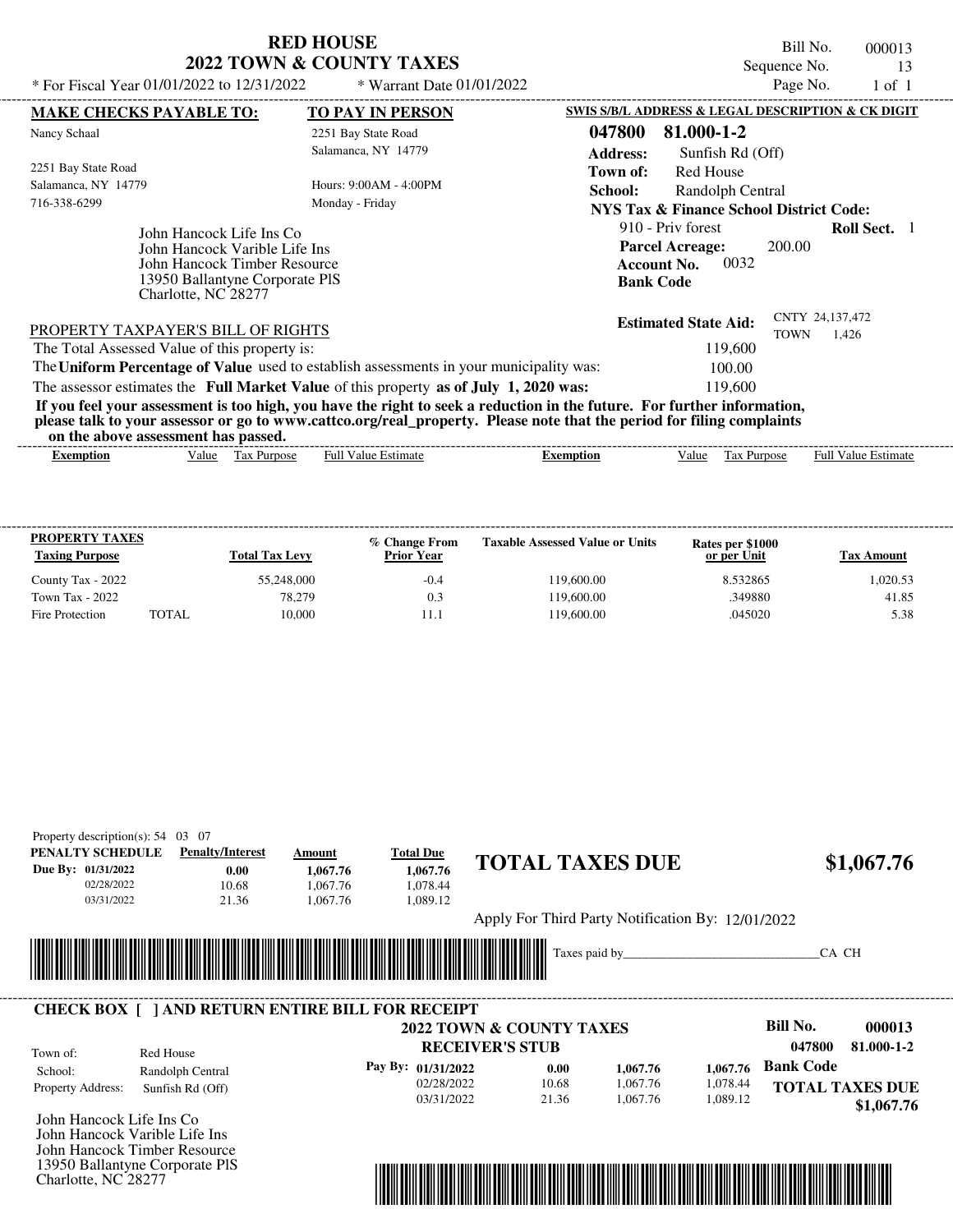# RED HOUSE
## 2022 TOWN & COUNTY TAXES

\* For Fiscal Year 01/01/2022 to 12/31/2022 &nbsp;&nbsp;&nbsp; \* Warrant Date 01/01/2022

Bill No. 000013
Sequence No. 13
Page No. 1 of 1

**MAKE CHECKS PAYABLE TO:**

Nancy Schaal
2251 Bay State Road
Salamanca, NY 14779
716-338-6299

**TO PAY IN PERSON**

2251 Bay State Road
Salamanca, NY 14779
Hours: 9:00AM - 4:00PM
Monday - Friday

John Hancock Life Ins Co
John Hancock Varible Life Ins
John Hancock Timber Resource
13950 Ballantyne Corporate PlS
Charlotte, NC 28277

**SWIS S/B/L ADDRESS & LEGAL DESCRIPTION & CK DIGIT**

**047800 81.000-1-2**

**Address:** Sunfish Rd (Off)
**Town of:** Red House
**School:** Randolph Central
**NYS Tax & Finance School District Code:**
910 - Priv forest &nbsp;&nbsp; **Roll Sect.** 1
**Parcel Acreage:** 200.00
**Account No.** 0032
**Bank Code**

**Estimated State Aid:** CNTY 24,137,472 TOWN 1,426

PROPERTY TAXPAYER'S BILL OF RIGHTS

The Total Assessed Value of this property is: 119,600
The **Uniform Percentage of Value** used to establish assessments in your municipality was: 100.00
The assessor estimates the **Full Market Value** of this property **as of July 1, 2020 was:** 119,600

**If you feel your assessment is too high, you have the right to seek a reduction in the future. For further information, please talk to your assessor or go to www.cattco.org/real_property. Please note that the period for filing complaints on the above assessment has passed.**

| Exemption | Value | Tax Purpose | Full Value Estimate | Exemption | Value | Tax Purpose | Full Value Estimate |
|---|---|---|---|---|---|---|---|

| PROPERTY TAXES Taxing Purpose | | Total Tax Levy | % Change From Prior Year | Taxable Assessed Value or Units | Rates per $1000 or per Unit | Tax Amount |
|---|---|---|---|---|---|---|
| County Tax - 2022 | | 55,248,000 | -0.4 | 119,600.00 | 8.532865 | 1,020.53 |
| Town Tax - 2022 | | 78,279 | 0.3 | 119,600.00 | .349880 | 41.85 |
| Fire Protection | TOTAL | 10,000 | 11.1 | 119,600.00 | .045020 | 5.38 |

Property description(s): 54 03 07

| PENALTY SCHEDULE | Penalty/Interest | Amount | Total Due |
|---|---|---|---|
| Due By: 01/31/2022 | 0.00 | 1,067.76 | 1,067.76 |
| 02/28/2022 | 10.68 | 1,067.76 | 1,078.44 |
| 03/31/2022 | 21.36 | 1,067.76 | 1,089.12 |

**TOTAL TAXES DUE $1,067.76**

Apply For Third Party Notification By: 12/01/2022

Taxes paid by______________________________CA CH

**CHECK BOX [ ] AND RETURN ENTIRE BILL FOR RECEIPT**

**2022 TOWN & COUNTY TAXES**
**RECEIVER'S STUB**

**Bill No. 000013**
**047800 81.000-1-2**

Town of: Red House
School: Randolph Central
Property Address: Sunfish Rd (Off)

| Pay By: | Penalty/Interest | Amount | Total Due |
|---|---|---|---|
| 01/31/2022 | 0.00 | 1,067.76 | 1,067.76 |
| 02/28/2022 | 10.68 | 1,067.76 | 1,078.44 |
| 03/31/2022 | 21.36 | 1,067.76 | 1,089.12 |

**Bank Code**

**TOTAL TAXES DUE $1,067.76**

John Hancock Life Ins Co
John Hancock Varible Life Ins
John Hancock Timber Resource
13950 Ballantyne Corporate PlS
Charlotte, NC 28277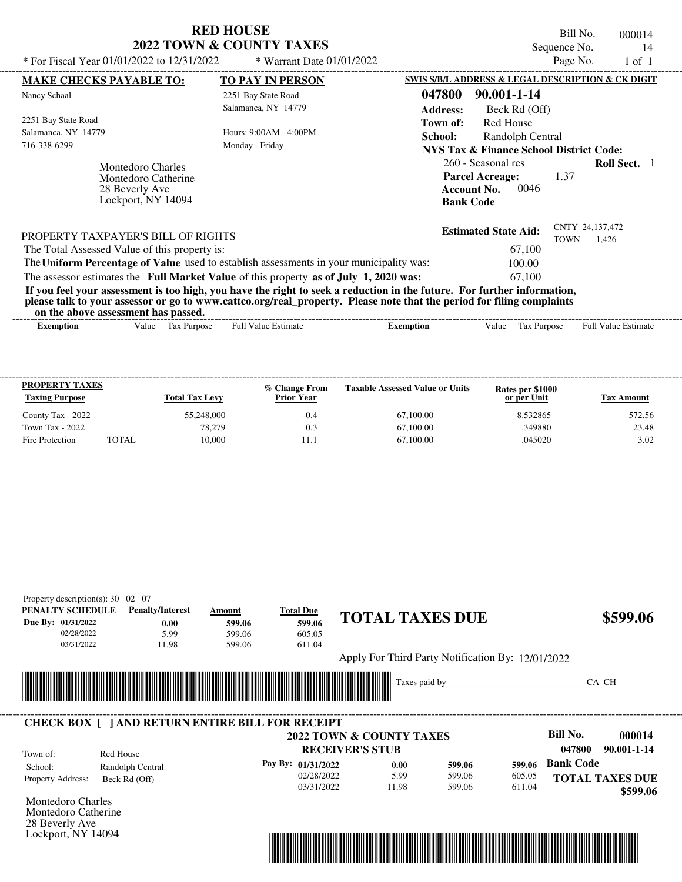# RED HOUSE
## 2022 TOWN & COUNTY TAXES

\* For Fiscal Year 01/01/2022 to 12/31/2022 \* Warrant Date 01/01/2022

Bill No. 000014
Sequence No. 14

| MAKE CHECKS PAYABLE TO: | TO PAY IN PERSON | SWIS S/B/L ADDRESS & LEGAL DESCRIPTION & CK DIGIT |
|---|---|---|
| Nancy Schaal | 2251 Bay State Road | **047800 90.001-1-14** |
| 2251 Bay State Road | Salamanca, NY 14779 | **Address:** Beck Rd (Off) |
| Salamanca, NY 14779 | Hours: 9:00AM - 4:00PM | **Town of:** Red House |
| 716-338-6299 | Monday - Friday | **School:** Randolph Central |

**NYS Tax & Finance School District Code:**
260 - Seasonal res **Roll Sect.** 1
**Parcel Acreage:** 1.37
**Account No.** 0046
**Bank Code**

Montedoro Charles
Montedoro Catherine
28 Beverly Ave
Lockport, NY 14094

**Estimated State Aid:** CNTY 24,137,472 TOWN 1,426

PROPERTY TAXPAYER'S BILL OF RIGHTS

The Total Assessed Value of this property is: 67,100

The **Uniform Percentage of Value** used to establish assessments in your municipality was: 100.00

The assessor estimates the **Full Market Value** of this property **as of July 1, 2020 was:** 67,100

**If you feel your assessment is too high, you have the right to seek a reduction in the future. For further information, please talk to your assessor or go to www.cattco.org/real_property. Please note that the period for filing complaints on the above assessment has passed.**

| Exemption | Value | Tax Purpose | Full Value Estimate | Exemption | Value | Tax Purpose | Full Value Estimate |
|---|---|---|---|---|---|---|---|

| PROPERTY TAXES Taxing Purpose | Total Tax Levy | % Change From Prior Year | Taxable Assessed Value or Units | Rates per $1000 or per Unit | Tax Amount |
|---|---|---|---|---|---|
| County Tax - 2022 | 55,248,000 | -0.4 | 67,100.00 | 8.532865 | 572.56 |
| Town Tax - 2022 | 78,279 | 0.3 | 67,100.00 | .349880 | 23.48 |
| Fire Protection TOTAL | 10,000 | 11.1 | 67,100.00 | .045020 | 3.02 |

Property description(s): 30 02 07

| PENALTY SCHEDULE | Penalty/Interest | Amount | Total Due |
|---|---|---|---|
| Due By: 01/31/2022 | 0.00 | 599.06 | 599.06 |
| 02/28/2022 | 5.99 | 599.06 | 605.05 |
| 03/31/2022 | 11.98 | 599.06 | 611.04 |

## TOTAL TAXES DUE $599.06

Apply For Third Party Notification By: 12/01/2022

Taxes paid by_______________________________CA CH

### CHECK BOX [ ] AND RETURN ENTIRE BILL FOR RECEIPT

**2022 TOWN & COUNTY TAXES**
**RECEIVER'S STUB**

**Bill No. 000014**
**047800 90.001-1-14**

Town of: Red House
School: Randolph Central
Property Address: Beck Rd (Off)

| Pay By: | | | |
|---|---|---|---|
| 01/31/2022 | 0.00 | 599.06 | 599.06 |
| 02/28/2022 | 5.99 | 599.06 | 605.05 |
| 03/31/2022 | 11.98 | 599.06 | 611.04 |

**Bank Code**

**TOTAL TAXES DUE $599.06**

Montedoro Charles
Montedoro Catherine
28 Beverly Ave
Lockport, NY 14094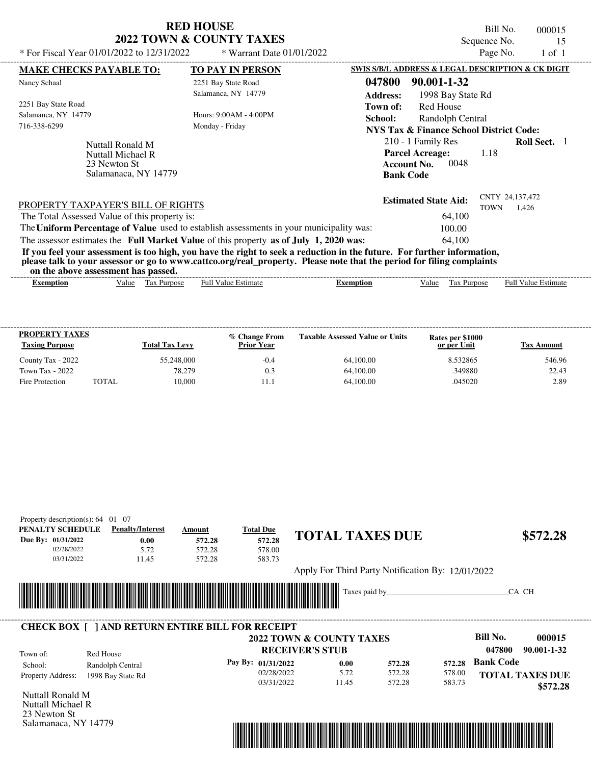# RED HOUSE
## 2022 TOWN & COUNTY TAXES

\* For Fiscal Year 01/01/2022 to 12/31/2022 \* Warrant Date 01/01/2022

Bill No. 000015
Sequence No. 15
Page No. 1 of 1

**MAKE CHECKS PAYABLE TO:**
Nancy Schaal

2251 Bay State Road
Salamanca, NY 14779
716-338-6299

**TO PAY IN PERSON**
2251 Bay State Road
Salamanca, NY 14779

Hours: 9:00AM - 4:00PM
Monday - Friday

**SWIS S/B/L ADDRESS & LEGAL DESCRIPTION & CK DIGIT**

**047800 90.001-1-32**
**Address:** 1998 Bay State Rd
**Town of:** Red House
**School:** Randolph Central
**NYS Tax & Finance School District Code:**
210 - 1 Family Res **Roll Sect.** 1
**Parcel Acreage:** 1.18
**Account No.** 0048
**Bank Code**

Nuttall Ronald M
Nuttall Michael R
23 Newton St
Salamanaca, NY 14779

**Estimated State Aid:** CNTY 24,137,472 TOWN 1,426

PROPERTY TAXPAYER'S BILL OF RIGHTS

The Total Assessed Value of this property is: 64,100

The **Uniform Percentage of Value** used to establish assessments in your municipality was: 100.00

The assessor estimates the **Full Market Value** of this property **as of July 1, 2020 was:** 64,100

**If you feel your assessment is too high, you have the right to seek a reduction in the future. For further information, please talk to your assessor or go to www.cattco.org/real_property. Please note that the period for filing complaints on the above assessment has passed.**

| Exemption | Value | Tax Purpose | Full Value Estimate | Exemption | Value | Tax Purpose | Full Value Estimate |
|---|---|---|---|---|---|---|---|

| PROPERTY TAXES Taxing Purpose | | Total Tax Levy | % Change From Prior Year | Taxable Assessed Value or Units | Rates per $1000 or per Unit | Tax Amount |
|---|---|---|---|---|---|---|
| County Tax - 2022 | | 55,248,000 | -0.4 | 64,100.00 | 8.532865 | 546.96 |
| Town Tax - 2022 | | 78,279 | 0.3 | 64,100.00 | .349880 | 22.43 |
| Fire Protection | TOTAL | 10,000 | 11.1 | 64,100.00 | .045020 | 2.89 |

Property description(s): 64 01 07

| PENALTY SCHEDULE | Penalty/Interest | Amount | Total Due |
|---|---|---|---|
| Due By: 01/31/2022 | 0.00 | 572.28 | 572.28 |
| 02/28/2022 | 5.72 | 572.28 | 578.00 |
| 03/31/2022 | 11.45 | 572.28 | 583.73 |

**TOTAL TAXES DUE $572.28**

Apply For Third Party Notification By: 12/01/2022

Taxes paid by_______________________________CA CH

**CHECK BOX [ ] AND RETURN ENTIRE BILL FOR RECEIPT**

**2022 TOWN & COUNTY TAXES**
**RECEIVER'S STUB**

**Bill No. 000015**
**047800 90.001-1-32**

Town of: Red House
School: Randolph Central
Property Address: 1998 Bay State Rd

| Pay By: | | | |
|---|---|---|---|
| 01/31/2022 | 0.00 | 572.28 | 572.28 |
| 02/28/2022 | 5.72 | 572.28 | 578.00 |
| 03/31/2022 | 11.45 | 572.28 | 583.73 |

**Bank Code**

**TOTAL TAXES DUE $572.28**

Nuttall Ronald M
Nuttall Michael R
23 Newton St
Salamanaca, NY 14779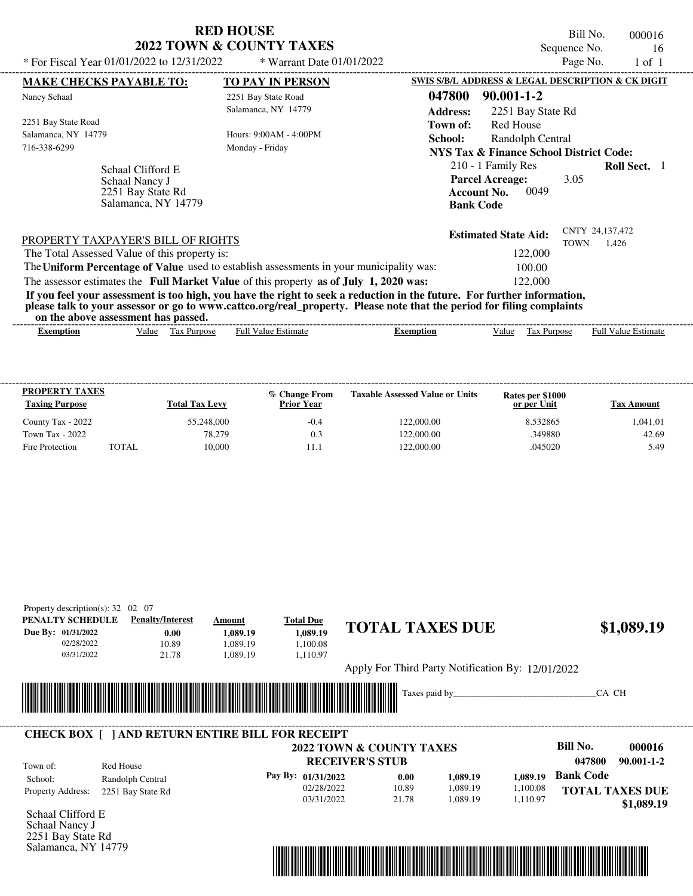# RED HOUSE
## 2022 TOWN & COUNTY TAXES

\* For Fiscal Year 01/01/2022 to 12/31/2022 \* Warrant Date 01/01/2022

Bill No. 000016
Sequence No. 16
Page No. 1 of 1

| MAKE CHECKS PAYABLE TO: | TO PAY IN PERSON | SWIS S/B/L ADDRESS & LEGAL DESCRIPTION & CK DIGIT |
|---|---|---|
| Nancy Schaal | 2251 Bay State Road | **047800 90.001-1-2** |
| 2251 Bay State Road | Salamanca, NY 14779 | **Address:** 2251 Bay State Rd |
| Salamanca, NY 14779 | Hours: 9:00AM - 4:00PM | **Town of:** Red House |
| 716-338-6299 | Monday - Friday | **School:** Randolph Central |

**NYS Tax & Finance School District Code:**
210 - 1 Family Res **Roll Sect.** 1
**Parcel Acreage:** 3.05
**Account No.** 0049
**Bank Code**

Schaal Clifford E
Schaal Nancy J
2251 Bay State Rd
Salamanca, NY 14779

**Estimated State Aid:** CNTY 24,137,472 TOWN 1,426

PROPERTY TAXPAYER'S BILL OF RIGHTS

The Total Assessed Value of this property is: 122,000

The **Uniform Percentage of Value** used to establish assessments in your municipality was: 100.00

The assessor estimates the **Full Market Value** of this property **as of July 1, 2020 was:** 122,000

**If you feel your assessment is too high, you have the right to seek a reduction in the future. For further information, please talk to your assessor or go to www.cattco.org/real_property. Please note that the period for filing complaints on the above assessment has passed.**

| Exemption | Value | Tax Purpose | Full Value Estimate | Exemption | Value | Tax Purpose | Full Value Estimate |
|---|---|---|---|---|---|---|---|

| PROPERTY TAXES Taxing Purpose | | Total Tax Levy | % Change From Prior Year | Taxable Assessed Value or Units | Rates per $1000 or per Unit | Tax Amount |
|---|---|---|---|---|---|---|
| County Tax - 2022 | | 55,248,000 | -0.4 | 122,000.00 | 8.532865 | 1,041.01 |
| Town Tax - 2022 | | 78,279 | 0.3 | 122,000.00 | .349880 | 42.69 |
| Fire Protection | TOTAL | 10,000 | 11.1 | 122,000.00 | .045020 | 5.49 |

Property description(s): 32 02 07

| PENALTY SCHEDULE | Penalty/Interest | Amount | Total Due |
|---|---|---|---|
| Due By: 01/31/2022 | 0.00 | 1,089.19 | 1,089.19 |
| 02/28/2022 | 10.89 | 1,089.19 | 1,100.08 |
| 03/31/2022 | 21.78 | 1,089.19 | 1,110.97 |

**TOTAL TAXES DUE $1,089.19**

Apply For Third Party Notification By: 12/01/2022

Taxes paid by_______________________________CA CH

---

**CHECK BOX [ ] AND RETURN ENTIRE BILL FOR RECEIPT**

**2022 TOWN & COUNTY TAXES**
**RECEIVER'S STUB**

Bill No. **000016**
**047800 90.001-1-2**

Town of: Red House
School: Randolph Central
Property Address: 2251 Bay State Rd

| Pay By: | Penalty/Interest | Amount | Total Due |
|---|---|---|---|
| 01/31/2022 | 0.00 | 1,089.19 | 1,089.19 |
| 02/28/2022 | 10.89 | 1,089.19 | 1,100.08 |
| 03/31/2022 | 21.78 | 1,089.19 | 1,110.97 |

**Bank Code**

**TOTAL TAXES DUE $1,089.19**

Schaal Clifford E
Schaal Nancy J
2251 Bay State Rd
Salamanca, NY 14779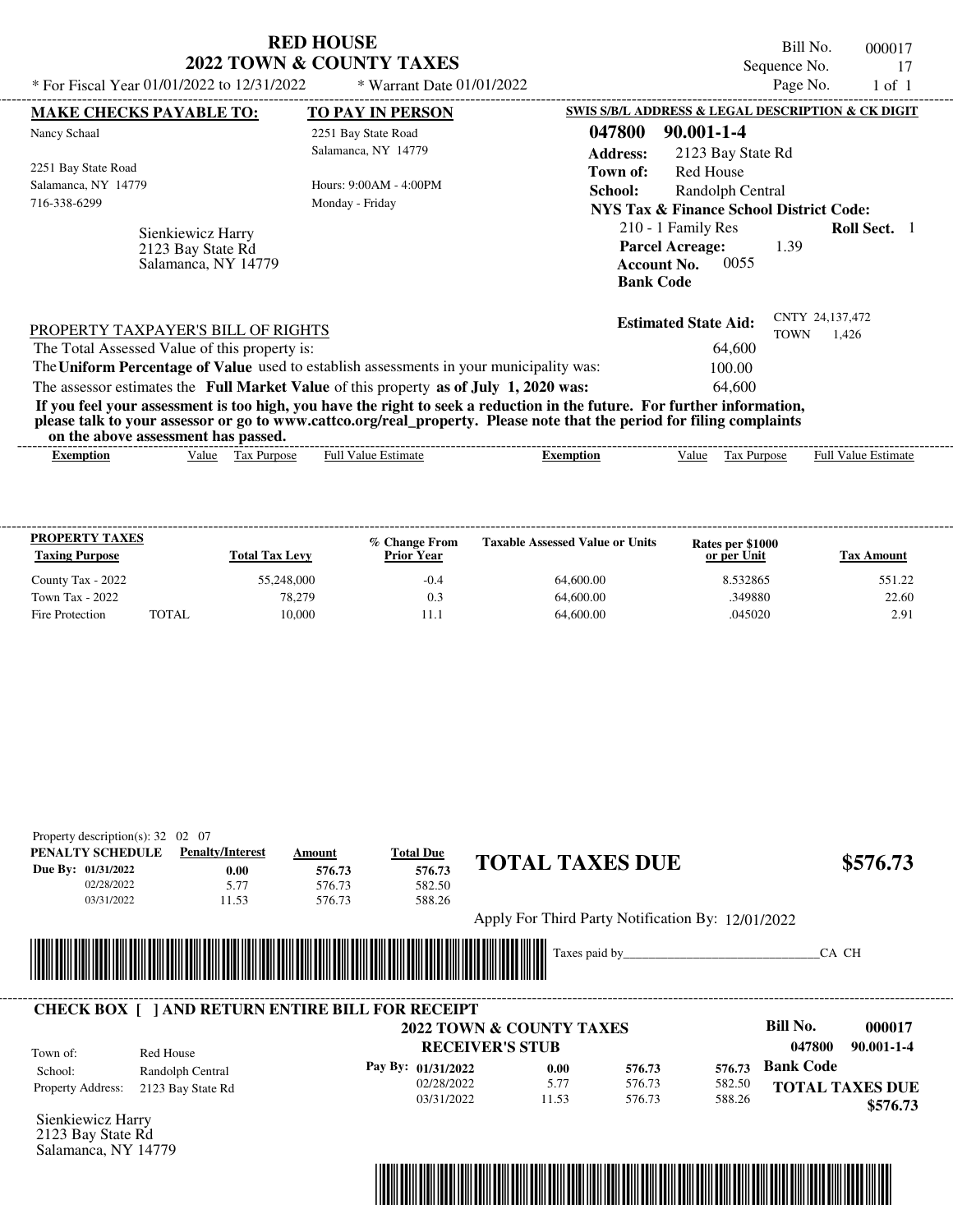# RED HOUSE
## 2022 TOWN & COUNTY TAXES

Bill No. 000017
Sequence No. 17

\* For Fiscal Year 01/01/2022 to 12/31/2022 \* Warrant Date 01/01/2022

| MAKE CHECKS PAYABLE TO: | TO PAY IN PERSON | SWIS S/B/L ADDRESS & LEGAL DESCRIPTION & CK DIGIT |
|---|---|---|
| Nancy Schaal | 2251 Bay State Road | **047800 90.001-1-4** |
| 2251 Bay State Road | Salamanca, NY 14779 | **Address:** 2123 Bay State Rd |
| Salamanca, NY 14779 | Hours: 9:00AM - 4:00PM | **Town of:** Red House |
| 716-338-6299 | Monday - Friday | **School:** Randolph Central |

**NYS Tax & Finance School District Code:**
210 - 1 Family Res **Roll Sect.** 1
**Parcel Acreage:** 1.39
**Account No.** 0055
**Bank Code**

Sienkiewicz Harry
2123 Bay State Rd
Salamanca, NY 14779

**Estimated State Aid:** CNTY 24,137,472 TOWN 1,426

PROPERTY TAXPAYER'S BILL OF RIGHTS

The Total Assessed Value of this property is: 64,600

The **Uniform Percentage of Value** used to establish assessments in your municipality was: 100.00

The assessor estimates the **Full Market Value** of this property **as of July 1, 2020 was:** 64,600

**If you feel your assessment is too high, you have the right to seek a reduction in the future. For further information, please talk to your assessor or go to www.cattco.org/real_property. Please note that the period for filing complaints on the above assessment has passed.**

| Exemption | Value | Tax Purpose | Full Value Estimate | Exemption | Value | Tax Purpose | Full Value Estimate |
|---|---|---|---|---|---|---|---|

| PROPERTY TAXES Taxing Purpose | Total Tax Levy | % Change From Prior Year | Taxable Assessed Value or Units | Rates per $1000 or per Unit | Tax Amount |
|---|---|---|---|---|---|
| County Tax - 2022 | 55,248,000 | -0.4 | 64,600.00 | 8.532865 | 551.22 |
| Town Tax - 2022 | 78,279 | 0.3 | 64,600.00 | .349880 | 22.60 |
| Fire Protection TOTAL | 10,000 | 11.1 | 64,600.00 | .045020 | 2.91 |

Property description(s): 32 02 07

| PENALTY SCHEDULE | Penalty/Interest | Amount | Total Due |
|---|---|---|---|
| Due By: 01/31/2022 | 0.00 | 576.73 | 576.73 |
| 02/28/2022 | 5.77 | 576.73 | 582.50 |
| 03/31/2022 | 11.53 | 576.73 | 588.26 |

**TOTAL TAXES DUE $576.73**

Apply For Third Party Notification By: 12/01/2022

Taxes paid by_______________________________CA CH

**CHECK BOX [ ] AND RETURN ENTIRE BILL FOR RECEIPT**

**2022 TOWN & COUNTY TAXES**
**RECEIVER'S STUB**

**Bill No. 000017**
**047800 90.001-1-4**

Town of: Red House
School: Randolph Central
Property Address: 2123 Bay State Rd

| Pay By: | | | |
|---|---|---|---|
| 01/31/2022 | 0.00 | 576.73 | 576.73 |
| 02/28/2022 | 5.77 | 576.73 | 582.50 |
| 03/31/2022 | 11.53 | 576.73 | 588.26 |

**Bank Code**

**TOTAL TAXES DUE $576.73**

Sienkiewicz Harry
2123 Bay State Rd
Salamanca, NY 14779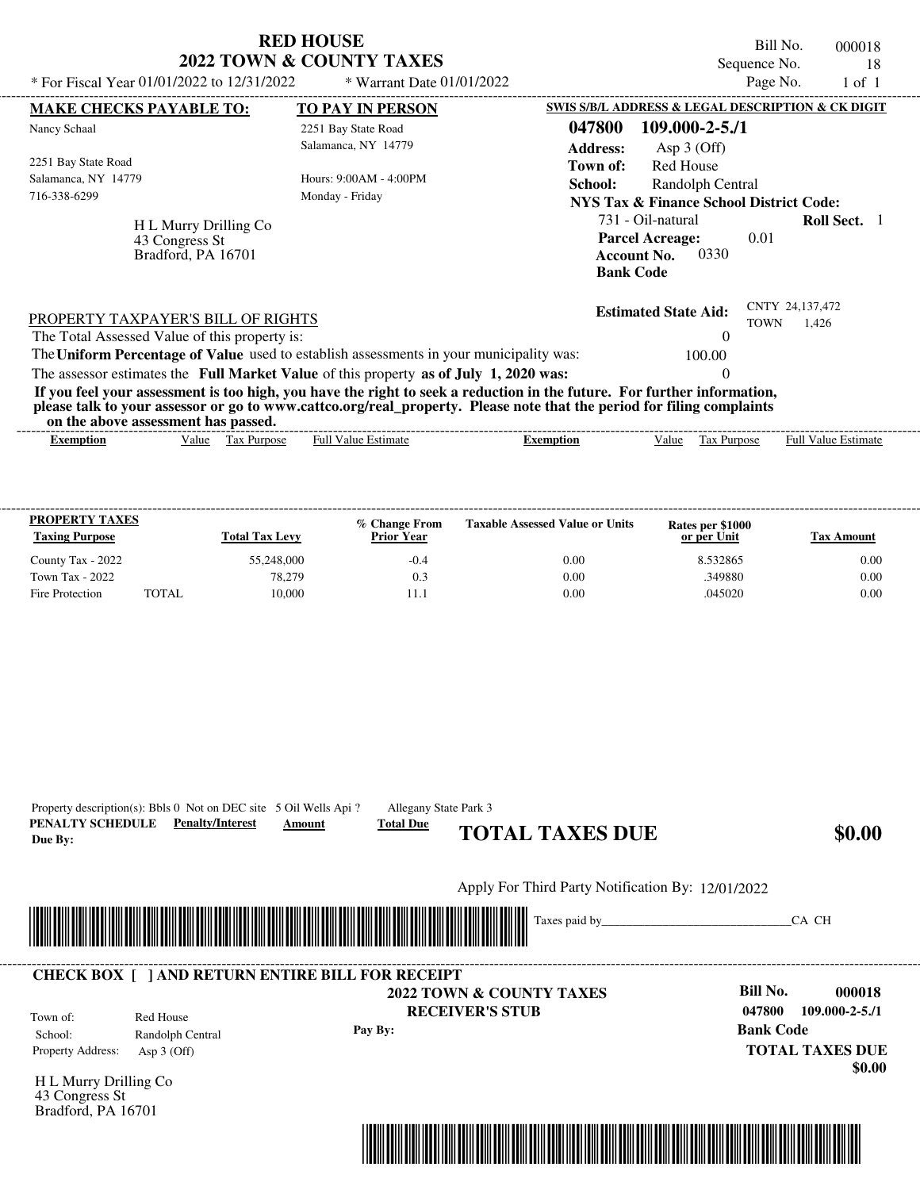# RED HOUSE
## 2022 TOWN & COUNTY TAXES

\* For Fiscal Year 01/01/2022 to 12/31/2022 \* Warrant Date 01/01/2022

Bill No. 000018
Sequence No. 18
Page No. 1 of 1

**MAKE CHECKS PAYABLE TO:**

Nancy Schaal

2251 Bay State Road
Salamanca, NY 14779
716-338-6299

H L Murry Drilling Co
43 Congress St
Bradford, PA 16701

**TO PAY IN PERSON**

2251 Bay State Road
Salamanca, NY 14779

Hours: 9:00AM - 4:00PM
Monday - Friday

**SWIS S/B/L ADDRESS & LEGAL DESCRIPTION & CK DIGIT**

**047800 109.000-2-5./1**

**Address:** Asp 3 (Off)
**Town of:** Red House
**School:** Randolph Central
**NYS Tax & Finance School District Code:**
731 - Oil-natural **Roll Sect.** 1
**Parcel Acreage:** 0.01
**Account No.** 0330
**Bank Code**

**Estimated State Aid:** CNTY 24,137,472 TOWN 1,426

PROPERTY TAXPAYER'S BILL OF RIGHTS

The Total Assessed Value of this property is: 0

The **Uniform Percentage of Value** used to establish assessments in your municipality was: 100.00

The assessor estimates the **Full Market Value** of this property **as of July 1, 2020 was:** 0

**If you feel your assessment is too high, you have the right to seek a reduction in the future. For further information, please talk to your assessor or go to www.cattco.org/real_property. Please note that the period for filing complaints on the above assessment has passed.**

| Exemption | Value | Tax Purpose | Full Value Estimate | Exemption | Value | Tax Purpose | Full Value Estimate |
|---|---|---|---|---|---|---|---|

| PROPERTY TAXES Taxing Purpose | | Total Tax Levy | % Change From Prior Year | Taxable Assessed Value or Units | Rates per $1000 or per Unit | Tax Amount |
|---|---|---|---|---|---|---|
| County Tax - 2022 | | 55,248,000 | -0.4 | 0.00 | 8.532865 | 0.00 |
| Town Tax - 2022 | | 78,279 | 0.3 | 0.00 | .349880 | 0.00 |
| Fire Protection | TOTAL | 10,000 | 11.1 | 0.00 | .045020 | 0.00 |

Property description(s): Bbls 0 Not on DEC site 5 Oil Wells Api ? Allegany State Park 3

| PENALTY SCHEDULE Due By: | Penalty/Interest | Amount | Total Due |
|---|---|---|---|

**TOTAL TAXES DUE $0.00**

Apply For Third Party Notification By: 12/01/2022

Taxes paid by_______________________________CA CH

**CHECK BOX [ ] AND RETURN ENTIRE BILL FOR RECEIPT**

**2022 TOWN & COUNTY TAXES**
**RECEIVER'S STUB**

Town of: Red House
School: Randolph Central
Property Address: Asp 3 (Off)

**Pay By:**

**Bill No. 000018**
**047800 109.000-2-5./1**
**Bank Code**

**TOTAL TAXES DUE**
**$0.00**

H L Murry Drilling Co
43 Congress St
Bradford, PA 16701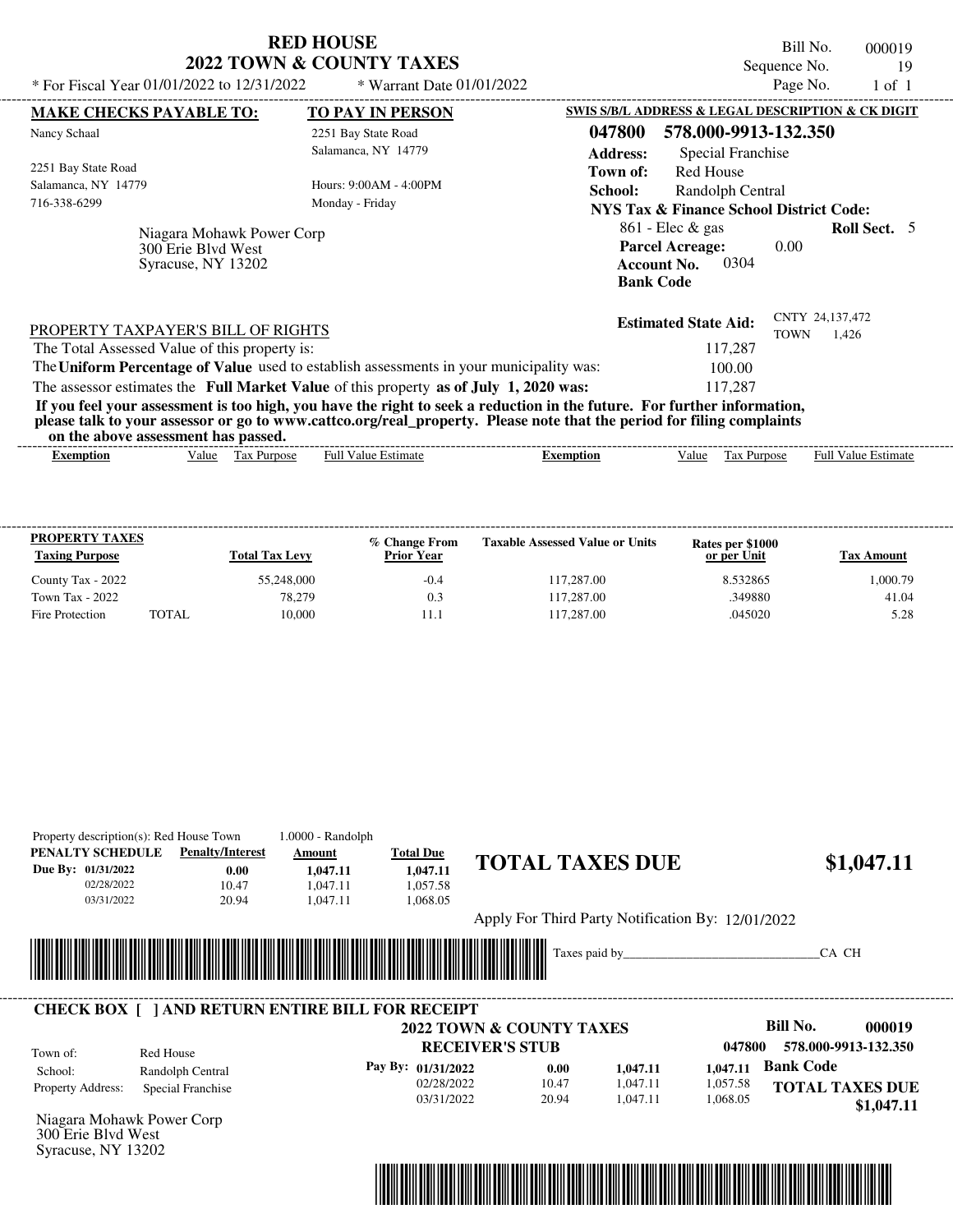# RED HOUSE
## 2022 TOWN & COUNTY TAXES

\* For Fiscal Year 01/01/2022 to 12/31/2022 \* Warrant Date 01/01/2022

Bill No. 000019
Sequence No. 19
Page No. 1 of 1

**MAKE CHECKS PAYABLE TO:**
Nancy Schaal
2251 Bay State Road
Salamanca, NY 14779
716-338-6299

**TO PAY IN PERSON**
2251 Bay State Road
Salamanca, NY 14779
Hours: 9:00AM - 4:00PM
Monday - Friday

Niagara Mohawk Power Corp
300 Erie Blvd West
Syracuse, NY 13202

**SWIS S/B/L ADDRESS & LEGAL DESCRIPTION & CK DIGIT**
**047800 578.000-9913-132.350**
**Address:** Special Franchise
**Town of:** Red House
**School:** Randolph Central
**NYS Tax & Finance School District Code:**
861 - Elec & gas **Roll Sect.** 5
**Parcel Acreage:** 0.00
**Account No.** 0304
**Bank Code**

**Estimated State Aid:** CNTY 24,137,472 TOWN 1,426

PROPERTY TAXPAYER'S BILL OF RIGHTS

The Total Assessed Value of this property is: 117,287
The **Uniform Percentage of Value** used to establish assessments in your municipality was: 100.00
The assessor estimates the **Full Market Value** of this property **as of July 1, 2020 was:** 117,287

**If you feel your assessment is too high, you have the right to seek a reduction in the future. For further information, please talk to your assessor or go to www.cattco.org/real_property. Please note that the period for filing complaints on the above assessment has passed.**

| Exemption | Value | Tax Purpose | Full Value Estimate | Exemption | Value | Tax Purpose | Full Value Estimate |
|---|---|---|---|---|---|---|---|

**PROPERTY TAXES**

| Taxing Purpose | Total Tax Levy | % Change From Prior Year | Taxable Assessed Value or Units | Rates per $1000 or per Unit | Tax Amount |
|---|---|---|---|---|---|
| County Tax - 2022 | 55,248,000 | -0.4 | 117,287.00 | 8.532865 | 1,000.79 |
| Town Tax - 2022 | 78,279 | 0.3 | 117,287.00 | .349880 | 41.04 |
| Fire Protection TOTAL | 10,000 | 11.1 | 117,287.00 | .045020 | 5.28 |

Property description(s): Red House Town 1.0000 - Randolph

| PENALTY SCHEDULE | Penalty/Interest | Amount | Total Due |
|---|---|---|---|
| Due By: 01/31/2022 | 0.00 | 1,047.11 | 1,047.11 |
| 02/28/2022 | 10.47 | 1,047.11 | 1,057.58 |
| 03/31/2022 | 20.94 | 1,047.11 | 1,068.05 |

**TOTAL TAXES DUE $1,047.11**

Apply For Third Party Notification By: 12/01/2022

Taxes paid by\_\_\_\_\_\_\_\_\_\_\_\_\_\_\_\_\_\_\_\_\_\_\_\_\_\_\_\_\_\_CA CH

**CHECK BOX [ ] AND RETURN ENTIRE BILL FOR RECEIPT**

**2022 TOWN & COUNTY TAXES**
**RECEIVER'S STUB**

**Bill No. 000019**
047800 578.000-9913-132.350

Town of: Red House
School: Randolph Central
Property Address: Special Franchise

| Pay By: | | | |
|---|---|---|---|
| 01/31/2022 | 0.00 | 1,047.11 | 1,047.11 |
| 02/28/2022 | 10.47 | 1,047.11 | 1,057.58 |
| 03/31/2022 | 20.94 | 1,047.11 | 1,068.05 |

**Bank Code**
**TOTAL TAXES DUE $1,047.11**

Niagara Mohawk Power Corp
300 Erie Blvd West
Syracuse, NY 13202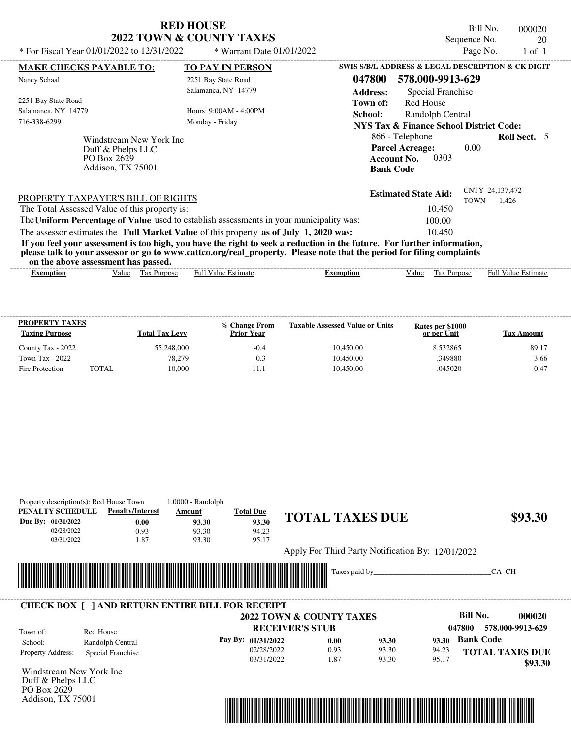# RED HOUSE
## 2022 TOWN & COUNTY TAXES

\* For Fiscal Year 01/01/2022 to 12/31/2022 \* Warrant Date 01/01/2022

Bill No. 000020
Sequence No. 20
Page No. 1 of 1

| MAKE CHECKS PAYABLE TO: | TO PAY IN PERSON | SWIS S/B/L ADDRESS & LEGAL DESCRIPTION & CK DIGIT |
|---|---|---|
| Nancy Schaal | 2251 Bay State Road | **047800 578.000-9913-629** |
| 2251 Bay State Road | Salamanca, NY 14779 | **Address:** Special Franchise |
| Salamanca, NY 14779 | Hours: 9:00AM - 4:00PM | **Town of:** Red House |
| 716-338-6299 | Monday - Friday | **School:** Randolph Central |

**NYS Tax & Finance School District Code:**
866 - Telephone **Roll Sect.** 5
**Parcel Acreage:** 0.00
**Account No.** 0303
**Bank Code**

Windstream New York Inc
Duff & Phelps LLC
PO Box 2629
Addison, TX 75001

**Estimated State Aid:** CNTY 24,137,472 TOWN 1,426

PROPERTY TAXPAYER'S BILL OF RIGHTS

The Total Assessed Value of this property is: 10,450

The **Uniform Percentage of Value** used to establish assessments in your municipality was: 100.00

The assessor estimates the **Full Market Value** of this property **as of July 1, 2020 was:** 10,450

**If you feel your assessment is too high, you have the right to seek a reduction in the future. For further information, please talk to your assessor or go to www.cattco.org/real_property. Please note that the period for filing complaints on the above assessment has passed.**

| Exemption | Value | Tax Purpose | Full Value Estimate | Exemption | Value | Tax Purpose | Full Value Estimate |
|---|---|---|---|---|---|---|---|

| PROPERTY TAXES Taxing Purpose | | Total Tax Levy | % Change From Prior Year | Taxable Assessed Value or Units | Rates per $1000 or per Unit | Tax Amount |
|---|---|---|---|---|---|---|
| County Tax - 2022 | | 55,248,000 | -0.4 | 10,450.00 | 8.532865 | 89.17 |
| Town Tax - 2022 | | 78,279 | 0.3 | 10,450.00 | .349880 | 3.66 |
| Fire Protection | TOTAL | 10,000 | 11.1 | 10,450.00 | .045020 | 0.47 |

Property description(s): Red House Town 1.0000 - Randolph

| PENALTY SCHEDULE | Penalty/Interest | Amount | Total Due |
|---|---|---|---|
| Due By: 01/31/2022 | 0.00 | 93.30 | 93.30 |
| 02/28/2022 | 0.93 | 93.30 | 94.23 |
| 03/31/2022 | 1.87 | 93.30 | 95.17 |

## TOTAL TAXES DUE $93.30

Apply For Third Party Notification By: 12/01/2022

Taxes paid by_______________________________CA CH

---

**CHECK BOX [ ] AND RETURN ENTIRE BILL FOR RECEIPT**

**2022 TOWN & COUNTY TAXES**
**RECEIVER'S STUB**

**Bill No. 000020**
**047800 578.000-9913-629**

Town of: Red House
School: Randolph Central
Property Address: Special Franchise

| Pay By: | | | |
|---|---|---|---|
| 01/31/2022 | 0.00 | 93.30 | 93.30 |
| 02/28/2022 | 0.93 | 93.30 | 94.23 |
| 03/31/2022 | 1.87 | 93.30 | 95.17 |

**Bank Code**

**TOTAL TAXES DUE $93.30**

Windstream New York Inc
Duff & Phelps LLC
PO Box 2629
Addison, TX 75001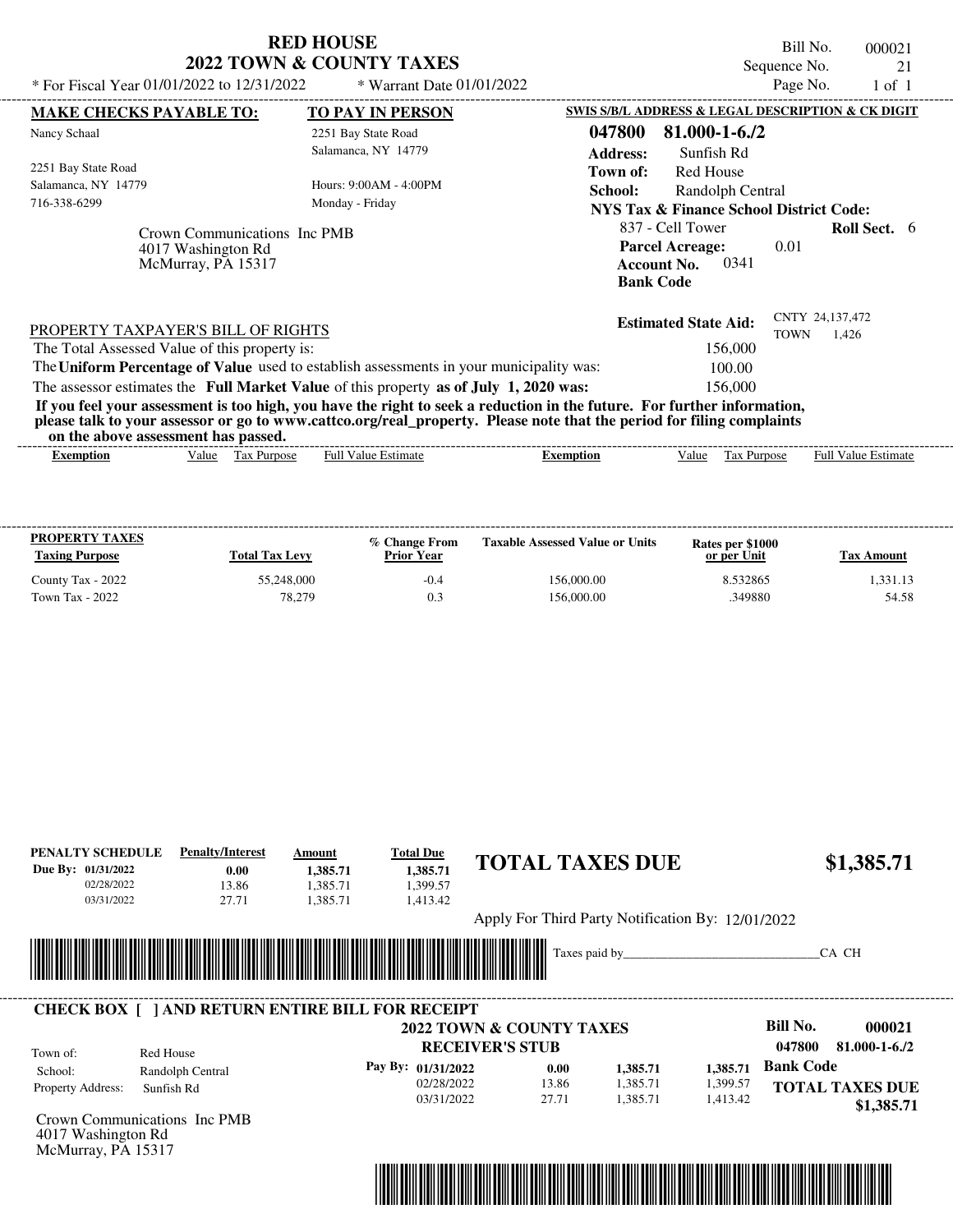# RED HOUSE
## 2022 TOWN & COUNTY TAXES

\* For Fiscal Year 01/01/2022 to 12/31/2022 &nbsp;&nbsp;&nbsp; \* Warrant Date 01/01/2022

Bill No. 000021
Sequence No. 21

**MAKE CHECKS PAYABLE TO:**

Nancy Schaal

2251 Bay State Road
Salamanca, NY 14779
716-338-6299

**TO PAY IN PERSON**

2251 Bay State Road
Salamanca, NY 14779

Hours: 9:00AM - 4:00PM
Monday - Friday

Crown Communications Inc PMB
4017 Washington Rd
McMurray, PA 15317

**SWIS S/B/L ADDRESS & LEGAL DESCRIPTION & CK DIGIT**

**047800 81.000-1-6./2**

**Address:** Sunfish Rd
**Town of:** Red House
**School:** Randolph Central
**NYS Tax & Finance School District Code:**
837 - Cell Tower &nbsp;&nbsp; **Roll Sect.** 6
**Parcel Acreage:** 0.01
**Account No.** 0341
**Bank Code**

**Estimated State Aid:** CNTY 24,137,472 TOWN 1,426

PROPERTY TAXPAYER'S BILL OF RIGHTS

The Total Assessed Value of this property is: 156,000

The **Uniform Percentage of Value** used to establish assessments in your municipality was: 100.00

The assessor estimates the **Full Market Value** of this property **as of July 1, 2020 was:** 156,000

**If you feel your assessment is too high, you have the right to seek a reduction in the future. For further information, please talk to your assessor or go to www.cattco.org/real_property. Please note that the period for filing complaints on the above assessment has passed.**

| Exemption | Value | Tax Purpose | Full Value Estimate | Exemption | Value | Tax Purpose | Full Value Estimate |
|---|---|---|---|---|---|---|---|

| PROPERTY TAXES Taxing Purpose | Total Tax Levy | % Change From Prior Year | Taxable Assessed Value or Units | Rates per $1000 or per Unit | Tax Amount |
|---|---|---|---|---|---|
| County Tax - 2022 | 55,248,000 | -0.4 | 156,000.00 | 8.532865 | 1,331.13 |
| Town Tax - 2022 | 78,279 | 0.3 | 156,000.00 | .349880 | 54.58 |

| PENALTY SCHEDULE | Penalty/Interest | Amount | Total Due |
|---|---|---|---|
| Due By: 01/31/2022 | 0.00 | 1,385.71 | 1,385.71 |
| 02/28/2022 | 13.86 | 1,385.71 | 1,399.57 |
| 03/31/2022 | 27.71 | 1,385.71 | 1,413.42 |

**TOTAL TAXES DUE $1,385.71**

Apply For Third Party Notification By: 12/01/2022

Taxes paid by_______________________________CA CH

---

**CHECK BOX [ ] AND RETURN ENTIRE BILL FOR RECEIPT**

**2022 TOWN & COUNTY TAXES**
**RECEIVER'S STUB**

Bill No. **000021**
**047800 81.000-1-6./2**

Town of: Red House
School: Randolph Central
Property Address: Sunfish Rd

| Pay By: | | | |
|---|---|---|---|
| 01/31/2022 | 0.00 | 1,385.71 | 1,385.71 |
| 02/28/2022 | 13.86 | 1,385.71 | 1,399.57 |
| 03/31/2022 | 27.71 | 1,385.71 | 1,413.42 |

**Bank Code**

**TOTAL TAXES DUE $1,385.71**

Crown Communications Inc PMB
4017 Washington Rd
McMurray, PA 15317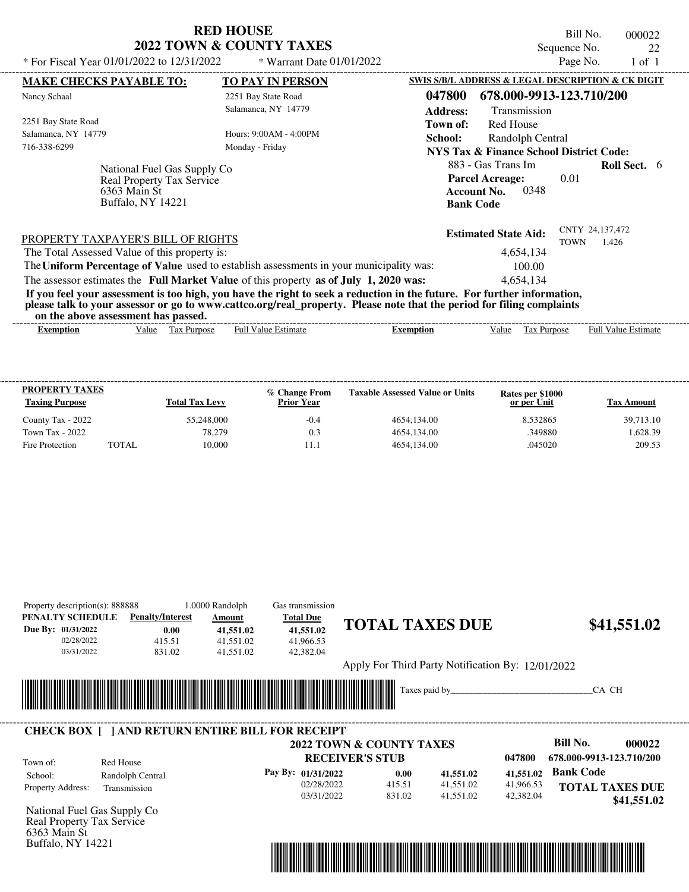# RED HOUSE
## 2022 TOWN & COUNTY TAXES

\* For Fiscal Year 01/01/2022 to 12/31/2022 \* Warrant Date 01/01/2022

Bill No. 000022
Sequence No. 22
Page No. 1 of 1

**MAKE CHECKS PAYABLE TO:**
Nancy Schaal
2251 Bay State Road
Salamanca, NY 14779
716-338-6299

**TO PAY IN PERSON**
2251 Bay State Road
Salamanca, NY 14779
Hours: 9:00AM - 4:00PM
Monday - Friday

National Fuel Gas Supply Co
Real Property Tax Service
6363 Main St
Buffalo, NY 14221

**SWIS S/B/L ADDRESS & LEGAL DESCRIPTION & CK DIGIT**

**047800 678.000-9913-123.710/200**

**Address:** Transmission
**Town of:** Red House
**School:** Randolph Central
**NYS Tax & Finance School District Code:**
883 - Gas Trans Im **Roll Sect.** 6
**Parcel Acreage:** 0.01
**Account No.** 0348
**Bank Code**

**Estimated State Aid:** CNTY 24,137,472 TOWN 1,426

PROPERTY TAXPAYER'S BILL OF RIGHTS

The Total Assessed Value of this property is: 4,654,134
The **Uniform Percentage of Value** used to establish assessments in your municipality was: 100.00
The assessor estimates the **Full Market Value** of this property **as of July 1, 2020 was:** 4,654,134

**If you feel your assessment is too high, you have the right to seek a reduction in the future. For further information, please talk to your assessor or go to www.cattco.org/real_property. Please note that the period for filing complaints on the above assessment has passed.**

| Exemption | Value | Tax Purpose | Full Value Estimate | Exemption | Value | Tax Purpose | Full Value Estimate |
|---|---|---|---|---|---|---|---|

| PROPERTY TAXES Taxing Purpose | | Total Tax Levy | % Change From Prior Year | Taxable Assessed Value or Units | Rates per $1000 or per Unit | Tax Amount |
|---|---|---|---|---|---|---|
| County Tax - 2022 | | 55,248,000 | -0.4 | 4654,134.00 | 8.532865 | 39,713.10 |
| Town Tax - 2022 | | 78,279 | 0.3 | 4654,134.00 | .349880 | 1,628.39 |
| Fire Protection | TOTAL | 10,000 | 11.1 | 4654,134.00 | .045020 | 209.53 |

Property description(s): 888888 1.0000 Randolph Gas transmission

| PENALTY SCHEDULE | Penalty/Interest | Amount | Total Due |
|---|---|---|---|
| Due By: 01/31/2022 | 0.00 | 41,551.02 | 41,551.02 |
| 02/28/2022 | 415.51 | 41,551.02 | 41,966.53 |
| 03/31/2022 | 831.02 | 41,551.02 | 42,382.04 |

**TOTAL TAXES DUE $41,551.02**

Apply For Third Party Notification By: 12/01/2022

Taxes paid by______________________________CA CH

**CHECK BOX [ ] AND RETURN ENTIRE BILL FOR RECEIPT**

**2022 TOWN & COUNTY TAXES**
**RECEIVER'S STUB**

Bill No. **000022**
047800 678.000-9913-123.710/200

Town of: Red House
School: Randolph Central
Property Address: Transmission

| Pay By: | | | |
|---|---|---|---|
| 01/31/2022 | 0.00 | 41,551.02 | 41,551.02 |
| 02/28/2022 | 415.51 | 41,551.02 | 41,966.53 |
| 03/31/2022 | 831.02 | 41,551.02 | 42,382.04 |

**Bank Code**

**TOTAL TAXES DUE $41,551.02**

National Fuel Gas Supply Co
Real Property Tax Service
6363 Main St
Buffalo, NY 14221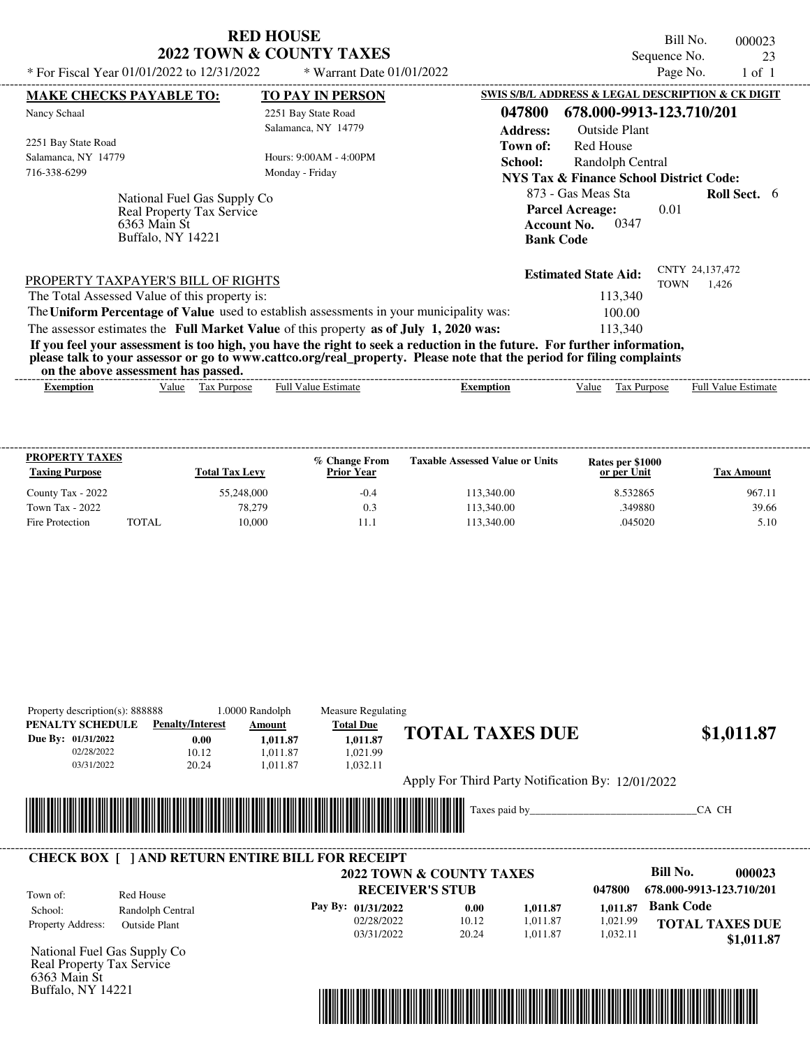# RED HOUSE
## 2022 TOWN & COUNTY TAXES

* For Fiscal Year 01/01/2022 to 12/31/2022 * Warrant Date 01/01/2022

Bill No. 000023
Sequence No. 23
Page No. 1 of 1

**MAKE CHECKS PAYABLE TO:**

Nancy Schaal

2251 Bay State Road
Salamanca, NY 14779
716-338-6299

**TO PAY IN PERSON**

2251 Bay State Road
Salamanca, NY 14779

Hours: 9:00AM - 4:00PM
Monday - Friday

National Fuel Gas Supply Co
Real Property Tax Service
6363 Main St
Buffalo, NY 14221

**SWIS S/B/L ADDRESS & LEGAL DESCRIPTION & CK DIGIT**

**047800 678.000-9913-123.710/201**

**Address:** Outside Plant
**Town of:** Red House
**School:** Randolph Central
**NYS Tax & Finance School District Code:**
873 - Gas Meas Sta **Roll Sect.** 6
**Parcel Acreage:** 0.01
**Account No.** 0347
**Bank Code**

**Estimated State Aid:** CNTY 24,137,472 TOWN 1,426

PROPERTY TAXPAYER'S BILL OF RIGHTS

The Total Assessed Value of this property is: 113,340
The **Uniform Percentage of Value** used to establish assessments in your municipality was: 100.00
The assessor estimates the **Full Market Value** of this property **as of July 1, 2020 was:** 113,340

**If you feel your assessment is too high, you have the right to seek a reduction in the future. For further information, please talk to your assessor or go to www.cattco.org/real_property. Please note that the period for filing complaints on the above assessment has passed.**

| Exemption | Value | Tax Purpose | Full Value Estimate | Exemption | Value | Tax Purpose | Full Value Estimate |
|---|---|---|---|---|---|---|---|

| PROPERTY TAXES Taxing Purpose | | Total Tax Levy | % Change From Prior Year | Taxable Assessed Value or Units | Rates per $1000 or per Unit | Tax Amount |
|---|---|---|---|---|---|---|
| County Tax - 2022 | | 55,248,000 | -0.4 | 113,340.00 | 8.532865 | 967.11 |
| Town Tax - 2022 | | 78,279 | 0.3 | 113,340.00 | .349880 | 39.66 |
| Fire Protection | TOTAL | 10,000 | 11.1 | 113,340.00 | .045020 | 5.10 |

Property description(s): 888888 1.0000 Randolph Measure Regulating

| PENALTY SCHEDULE | Penalty/Interest | Amount | Total Due |
|---|---|---|---|
| Due By: 01/31/2022 | 0.00 | 1,011.87 | 1,011.87 |
| 02/28/2022 | 10.12 | 1,011.87 | 1,021.99 |
| 03/31/2022 | 20.24 | 1,011.87 | 1,032.11 |

**TOTAL TAXES DUE $1,011.87**

Apply For Third Party Notification By: 12/01/2022

Taxes paid by_______________________________CA CH

**CHECK BOX [ ] AND RETURN ENTIRE BILL FOR RECEIPT**

**2022 TOWN & COUNTY TAXES**
**RECEIVER'S STUB**

Town of: Red House
School: Randolph Central
Property Address: Outside Plant

| Pay By: | | | |
|---|---|---|---|
| 01/31/2022 | 0.00 | 1,011.87 | 1,011.87 |
| 02/28/2022 | 10.12 | 1,011.87 | 1,021.99 |
| 03/31/2022 | 20.24 | 1,011.87 | 1,032.11 |

**Bill No. 000023**
047800 678.000-9913-123.710/201
**Bank Code**
**TOTAL TAXES DUE $1,011.87**

National Fuel Gas Supply Co
Real Property Tax Service
6363 Main St
Buffalo, NY 14221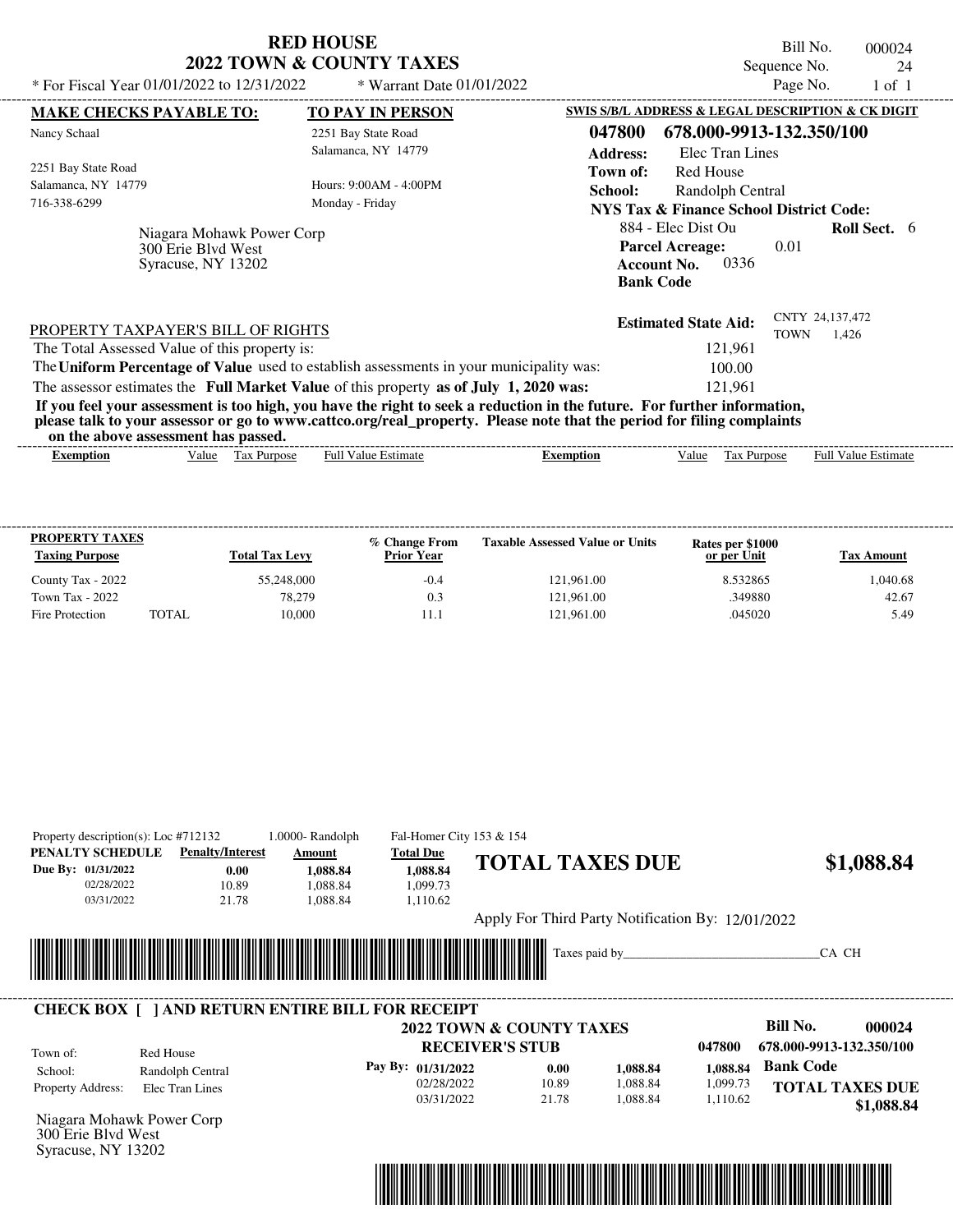# RED HOUSE
## 2022 TOWN & COUNTY TAXES

\* For Fiscal Year 01/01/2022 to 12/31/2022 \* Warrant Date 01/01/2022

Bill No. 000024
Sequence No. 24
Page No. 1 of 1

| MAKE CHECKS PAYABLE TO: | TO PAY IN PERSON | SWIS S/B/L ADDRESS & LEGAL DESCRIPTION & CK DIGIT |
|---|---|---|
| Nancy Schaal | 2251 Bay State Road | 047800 678.000-9913-132.350/100 |
| | Salamanca, NY 14779 | Address: Elec Tran Lines |
| 2251 Bay State Road | | Town of: Red House |
| Salamanca, NY 14779 | Hours: 9:00AM - 4:00PM | School: Randolph Central |
| 716-338-6299 | Monday - Friday | NYS Tax & Finance School District Code: |

Niagara Mohawk Power Corp
300 Erie Blvd West
Syracuse, NY 13202

884 - Elec Dist Ou **Roll Sect.** 6
**Parcel Acreage:** 0.01
**Account No.** 0336
**Bank Code**

**Estimated State Aid:** CNTY 24,137,472 TOWN 1,426

PROPERTY TAXPAYER'S BILL OF RIGHTS

The Total Assessed Value of this property is: 121,961

The **Uniform Percentage of Value** used to establish assessments in your municipality was: 100.00

The assessor estimates the **Full Market Value** of this property **as of July 1, 2020 was:** 121,961

**If you feel your assessment is too high, you have the right to seek a reduction in the future. For further information, please talk to your assessor or go to www.cattco.org/real_property. Please note that the period for filing complaints on the above assessment has passed.**

| Exemption | Value | Tax Purpose | Full Value Estimate | Exemption | Value | Tax Purpose | Full Value Estimate |
|---|---|---|---|---|---|---|---|

| PROPERTY TAXES Taxing Purpose | | Total Tax Levy | % Change From Prior Year | Taxable Assessed Value or Units | Rates per $1000 or per Unit | Tax Amount |
|---|---|---|---|---|---|---|
| County Tax - 2022 | | 55,248,000 | -0.4 | 121,961.00 | 8.532865 | 1,040.68 |
| Town Tax - 2022 | | 78,279 | 0.3 | 121,961.00 | .349880 | 42.67 |
| Fire Protection | TOTAL | 10,000 | 11.1 | 121,961.00 | .045020 | 5.49 |

Property description(s): Loc #712132 1.0000- Randolph Fal-Homer City 153 & 154

| PENALTY SCHEDULE | Penalty/Interest | Amount | Total Due |
|---|---|---|---|
| Due By: 01/31/2022 | 0.00 | 1,088.84 | 1,088.84 |
| 02/28/2022 | 10.89 | 1,088.84 | 1,099.73 |
| 03/31/2022 | 21.78 | 1,088.84 | 1,110.62 |

**TOTAL TAXES DUE $1,088.84**

Apply For Third Party Notification By: 12/01/2022

Taxes paid by______________________________CA CH

**CHECK BOX [ ] AND RETURN ENTIRE BILL FOR RECEIPT**

**2022 TOWN & COUNTY TAXES**
**RECEIVER'S STUB**

Bill No. 000024
047800 678.000-9913-132.350/100

Town of: Red House
School: Randolph Central
Property Address: Elec Tran Lines

| Pay By: | | | |
|---|---|---|---|
| 01/31/2022 | 0.00 | 1,088.84 | 1,088.84 |
| 02/28/2022 | 10.89 | 1,088.84 | 1,099.73 |
| 03/31/2022 | 21.78 | 1,088.84 | 1,110.62 |

**Bank Code**

**TOTAL TAXES DUE $1,088.84**

Niagara Mohawk Power Corp
300 Erie Blvd West
Syracuse, NY 13202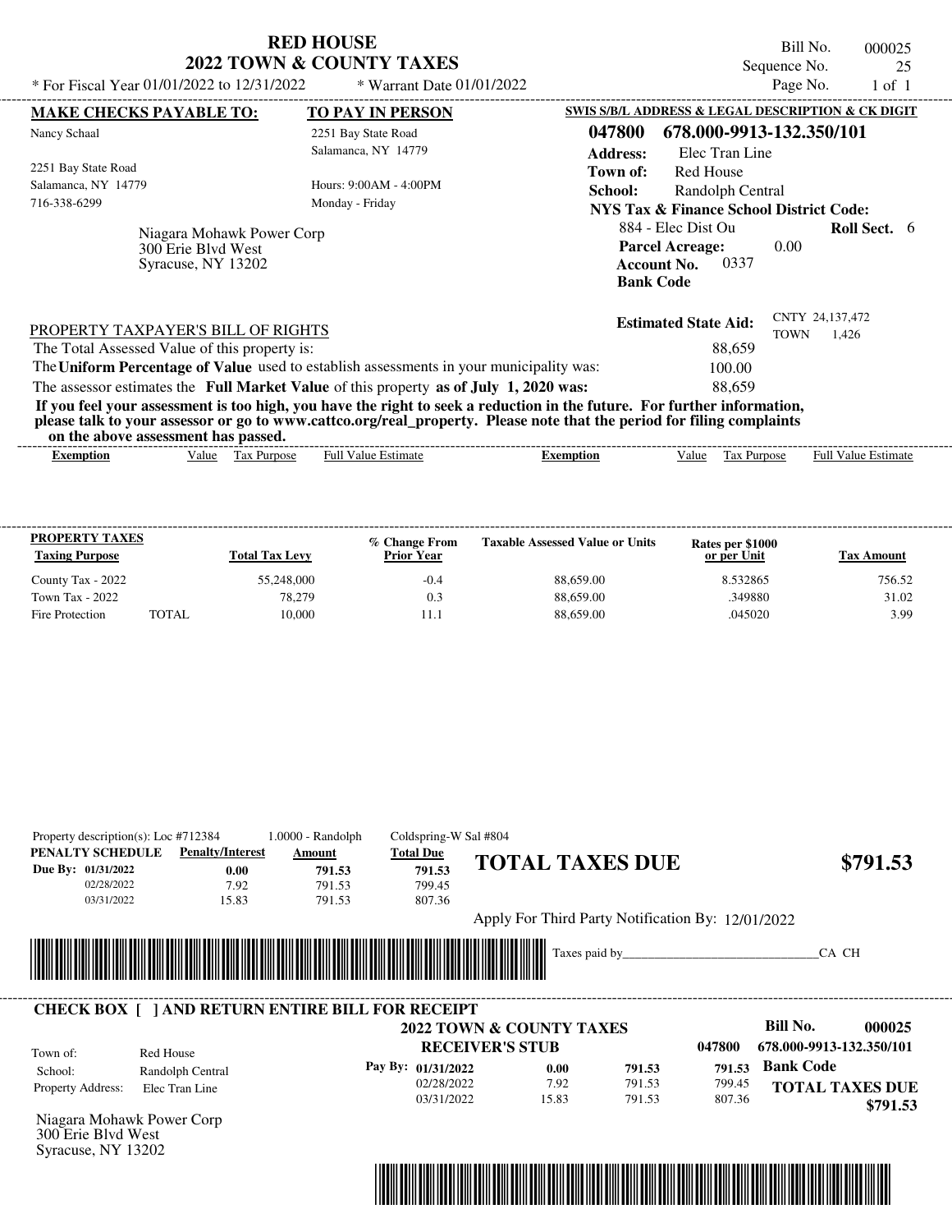# RED HOUSE
## 2022 TOWN & COUNTY TAXES

* For Fiscal Year 01/01/2022 to 12/31/2022 * Warrant Date 01/01/2022

Bill No. 000025
Sequence No. 25
Page No. 1 of 1

**MAKE CHECKS PAYABLE TO:**
Nancy Schaal

2251 Bay State Road
Salamanca, NY 14779
716-338-6299

**TO PAY IN PERSON**
2251 Bay State Road
Salamanca, NY 14779

Hours: 9:00AM - 4:00PM
Monday - Friday

Niagara Mohawk Power Corp
300 Erie Blvd West
Syracuse, NY 13202

**SWIS S/B/L ADDRESS & LEGAL DESCRIPTION & CK DIGIT**
**047800 678.000-9913-132.350/101**
**Address:** Elec Tran Line
**Town of:** Red House
**School:** Randolph Central
**NYS Tax & Finance School District Code:**
884 - Elec Dist Ou **Roll Sect.** 6
**Parcel Acreage:** 0.00
**Account No.** 0337
**Bank Code**

**Estimated State Aid:** CNTY 24,137,472 TOWN 1,426

PROPERTY TAXPAYER'S BILL OF RIGHTS

The Total Assessed Value of this property is: 88,659
The **Uniform Percentage of Value** used to establish assessments in your municipality was: 100.00
The assessor estimates the **Full Market Value** of this property **as of July 1, 2020 was:** 88,659

**If you feel your assessment is too high, you have the right to seek a reduction in the future. For further information, please talk to your assessor or go to www.cattco.org/real_property. Please note that the period for filing complaints on the above assessment has passed.**

| Exemption | Value | Tax Purpose | Full Value Estimate | Exemption | Value | Tax Purpose | Full Value Estimate |
|---|---|---|---|---|---|---|---|

| PROPERTY TAXES Taxing Purpose | Total Tax Levy | % Change From Prior Year | Taxable Assessed Value or Units | Rates per $1000 or per Unit | Tax Amount |
|---|---|---|---|---|---|
| County Tax - 2022 | 55,248,000 | -0.4 | 88,659.00 | 8.532865 | 756.52 |
| Town Tax - 2022 | 78,279 | 0.3 | 88,659.00 | .349880 | 31.02 |
| Fire Protection TOTAL | 10,000 | 11.1 | 88,659.00 | .045020 | 3.99 |

Property description(s): Loc #712384 1.0000 - Randolph Coldspring-W Sal #804

| PENALTY SCHEDULE | Penalty/Interest | Amount | Total Due |
|---|---|---|---|
| Due By: 01/31/2022 | 0.00 | 791.53 | 791.53 |
| 02/28/2022 | 7.92 | 791.53 | 799.45 |
| 03/31/2022 | 15.83 | 791.53 | 807.36 |

**TOTAL TAXES DUE $791.53**

Apply For Third Party Notification By: 12/01/2022

Taxes paid by_______________________________CA CH

**CHECK BOX [ ] AND RETURN ENTIRE BILL FOR RECEIPT**

**2022 TOWN & COUNTY TAXES**
**RECEIVER'S STUB**

Bill No. **000025**
047800 678.000-9913-132.350/101

Town of: Red House
School: Randolph Central
Property Address: Elec Tran Line

| Pay By: | | | |
|---|---|---|---|
| 01/31/2022 | 0.00 | 791.53 | 791.53 |
| 02/28/2022 | 7.92 | 791.53 | 799.45 |
| 03/31/2022 | 15.83 | 791.53 | 807.36 |

**Bank Code**
**TOTAL TAXES DUE $791.53**

Niagara Mohawk Power Corp
300 Erie Blvd West
Syracuse, NY 13202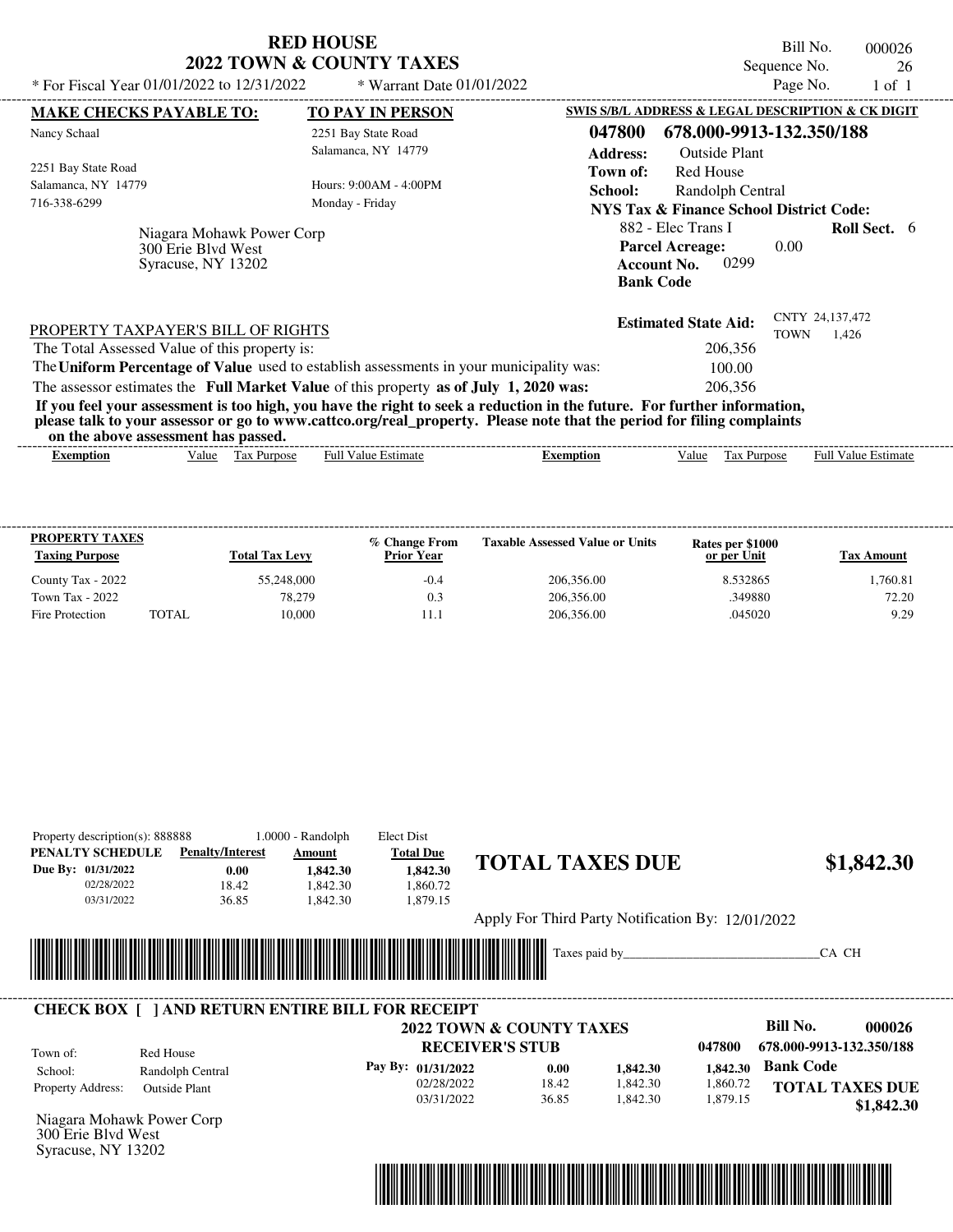# RED HOUSE
## 2022 TOWN & COUNTY TAXES

\* For Fiscal Year 01/01/2022 to 12/31/2022 \* Warrant Date 01/01/2022

Bill No. 000026
Sequence No. 26
Page No. 1 of 1

**MAKE CHECKS PAYABLE TO:**
Nancy Schaal

2251 Bay State Road
Salamanca, NY 14779
716-338-6299

**TO PAY IN PERSON**
2251 Bay State Road
Salamanca, NY 14779

Hours: 9:00AM - 4:00PM
Monday - Friday

Niagara Mohawk Power Corp
300 Erie Blvd West
Syracuse, NY 13202

**SWIS S/B/L ADDRESS & LEGAL DESCRIPTION & CK DIGIT**

**047800 678.000-9913-132.350/188**

**Address:** Outside Plant
**Town of:** Red House
**School:** Randolph Central
**NYS Tax & Finance School District Code:**
882 - Elec Trans I **Roll Sect.** 6
**Parcel Acreage:** 0.00
**Account No.** 0299
**Bank Code**

**Estimated State Aid:** CNTY 24,137,472 TOWN 1,426

PROPERTY TAXPAYER'S BILL OF RIGHTS

The Total Assessed Value of this property is: 206,356

The **Uniform Percentage of Value** used to establish assessments in your municipality was: 100.00

The assessor estimates the **Full Market Value** of this property **as of July 1, 2020 was:** 206,356

**If you feel your assessment is too high, you have the right to seek a reduction in the future. For further information, please talk to your assessor or go to www.cattco.org/real_property. Please note that the period for filing complaints on the above assessment has passed.**

| Exemption | Value | Tax Purpose | Full Value Estimate | Exemption | Value | Tax Purpose | Full Value Estimate |
|---|---|---|---|---|---|---|---|

| PROPERTY TAXES Taxing Purpose | Total Tax Levy | % Change From Prior Year | Taxable Assessed Value or Units | Rates per $1000 or per Unit | Tax Amount |
|---|---|---|---|---|---|
| County Tax - 2022 | 55,248,000 | -0.4 | 206,356.00 | 8.532865 | 1,760.81 |
| Town Tax - 2022 | 78,279 | 0.3 | 206,356.00 | .349880 | 72.20 |
| Fire Protection TOTAL | 10,000 | 11.1 | 206,356.00 | .045020 | 9.29 |

Property description(s): 888888 1.0000 - Randolph Elect Dist

| PENALTY SCHEDULE | Penalty/Interest | Amount | Total Due |
|---|---|---|---|
| Due By: 01/31/2022 | 0.00 | 1,842.30 | 1,842.30 |
| 02/28/2022 | 18.42 | 1,842.30 | 1,860.72 |
| 03/31/2022 | 36.85 | 1,842.30 | 1,879.15 |

**TOTAL TAXES DUE $1,842.30**

Apply For Third Party Notification By: 12/01/2022

Taxes paid by_______________________________CA CH

**CHECK BOX [ ] AND RETURN ENTIRE BILL FOR RECEIPT**

**2022 TOWN & COUNTY TAXES**
**RECEIVER'S STUB**

**Bill No. 000026**
**047800 678.000-9913-132.350/188**

Town of: Red House
School: Randolph Central
Property Address: Outside Plant

| Pay By: | Penalty/Interest | Amount | Total Due |
|---|---|---|---|
| 01/31/2022 | 0.00 | 1,842.30 | 1,842.30 |
| 02/28/2022 | 18.42 | 1,842.30 | 1,860.72 |
| 03/31/2022 | 36.85 | 1,842.30 | 1,879.15 |

**Bank Code**

**TOTAL TAXES DUE $1,842.30**

Niagara Mohawk Power Corp
300 Erie Blvd West
Syracuse, NY 13202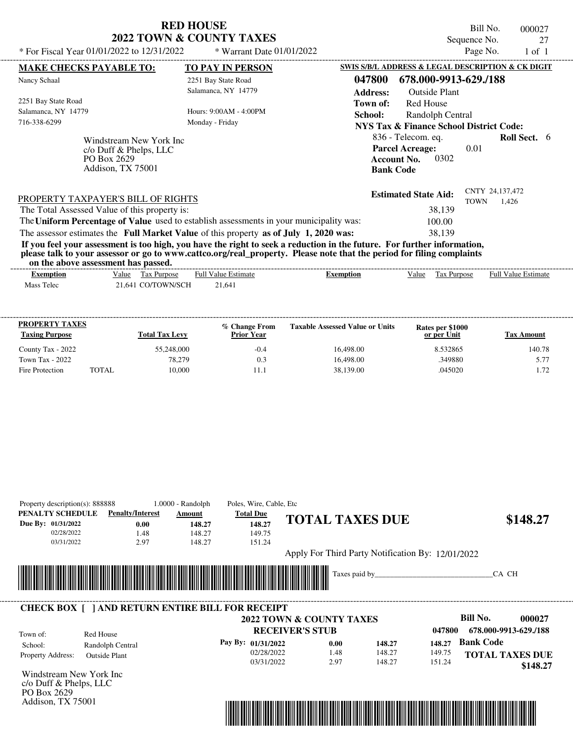# RED HOUSE
## 2022 TOWN & COUNTY TAXES

Bill No. 000027
Sequence No. 27
Page No. 1 of 1

* For Fiscal Year 01/01/2022 to 12/31/2022 * Warrant Date 01/01/2022

**MAKE CHECKS PAYABLE TO:**

Nancy Schaal

2251 Bay State Road
Salamanca, NY 14779
716-338-6299

**TO PAY IN PERSON**

2251 Bay State Road
Salamanca, NY 14779

Hours: 9:00AM - 4:00PM
Monday - Friday

**SWIS S/B/L ADDRESS & LEGAL DESCRIPTION & CK DIGIT**

**047800 678.000-9913-629./188**

**Address:** Outside Plant
**Town of:** Red House
**School:** Randolph Central
**NYS Tax & Finance School District Code:**
836 - Telecom. eq. **Roll Sect.** 6
**Parcel Acreage:** 0.01
**Account No.** 0302
**Bank Code**

Windstream New York Inc
c/o Duff & Phelps, LLC
PO Box 2629
Addison, TX 75001

**Estimated State Aid:** CNTY 24,137,472 TOWN 1,426

PROPERTY TAXPAYER'S BILL OF RIGHTS

The Total Assessed Value of this property is: 38,139

The **Uniform Percentage of Value** used to establish assessments in your municipality was: 100.00

The assessor estimates the **Full Market Value** of this property **as of July 1, 2020 was:** 38,139

**If you feel your assessment is too high, you have the right to seek a reduction in the future. For further information, please talk to your assessor or go to www.cattco.org/real_property. Please note that the period for filing complaints on the above assessment has passed.**

| Exemption | Value | Tax Purpose | Full Value Estimate | Exemption | Value | Tax Purpose | Full Value Estimate |
|---|---|---|---|---|---|---|---|
| Mass Telec | 21,641 | CO/TOWN/SCH | 21,641 | | | | |

| PROPERTY TAXES Taxing Purpose | | Total Tax Levy | % Change From Prior Year | Taxable Assessed Value or Units | Rates per $1000 or per Unit | Tax Amount |
|---|---|---|---|---|---|---|
| County Tax - 2022 | | 55,248,000 | -0.4 | 16,498.00 | 8.532865 | 140.78 |
| Town Tax - 2022 | | 78,279 | 0.3 | 16,498.00 | .349880 | 5.77 |
| Fire Protection | TOTAL | 10,000 | 11.1 | 38,139.00 | .045020 | 1.72 |

Property description(s): 888888 1.0000 - Randolph Poles, Wire, Cable, Etc

| PENALTY SCHEDULE | Penalty/Interest | Amount | Total Due |
|---|---|---|---|
| Due By: 01/31/2022 | 0.00 | 148.27 | 148.27 |
| 02/28/2022 | 1.48 | 148.27 | 149.75 |
| 03/31/2022 | 2.97 | 148.27 | 151.24 |

**TOTAL TAXES DUE $148.27**

Apply For Third Party Notification By: 12/01/2022

Taxes paid by_______________________________CA CH

**CHECK BOX [ ] AND RETURN ENTIRE BILL FOR RECEIPT**

**2022 TOWN & COUNTY TAXES**
**RECEIVER'S STUB**

**Bill No. 000027**
047800 **678.000-9913-629./188**

Town of: Red House
School: Randolph Central
Property Address: Outside Plant

| Pay By: | | | |
|---|---|---|---|
| 01/31/2022 | 0.00 | 148.27 | 148.27 |
| 02/28/2022 | 1.48 | 148.27 | 149.75 |
| 03/31/2022 | 2.97 | 148.27 | 151.24 |

**Bank Code**

**TOTAL TAXES DUE $148.27**

Windstream New York Inc
c/o Duff & Phelps, LLC
PO Box 2629
Addison, TX 75001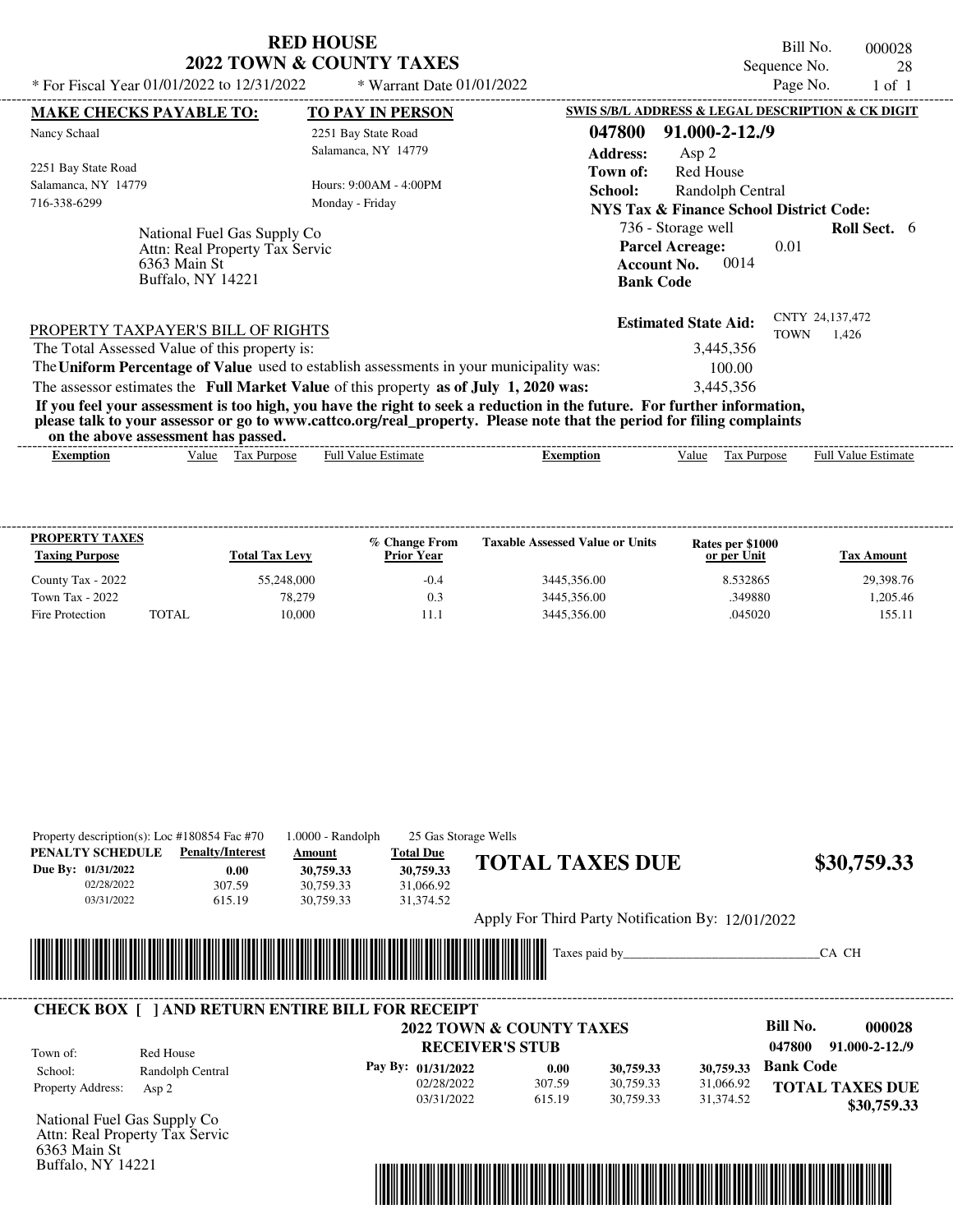# RED HOUSE
## 2022 TOWN & COUNTY TAXES

Bill No. 000028
Sequence No. 28
Page No. 1 of 1

\* For Fiscal Year 01/01/2022 to 12/31/2022 \* Warrant Date 01/01/2022

**MAKE CHECKS PAYABLE TO:**
Nancy Schaal

2251 Bay State Road
Salamanca, NY 14779
716-338-6299

**TO PAY IN PERSON**
2251 Bay State Road
Salamanca, NY 14779

Hours: 9:00AM - 4:00PM
Monday - Friday

National Fuel Gas Supply Co
Attn: Real Property Tax Servic
6363 Main St
Buffalo, NY 14221

**SWIS S/B/L ADDRESS & LEGAL DESCRIPTION & CK DIGIT**
**047800 91.000-2-12./9**
**Address:** Asp 2
**Town of:** Red House
**School:** Randolph Central
**NYS Tax & Finance School District Code:**
736 - Storage well **Roll Sect.** 6
**Parcel Acreage:** 0.01
**Account No.** 0014
**Bank Code**

**Estimated State Aid:** CNTY 24,137,472 TOWN 1,426

PROPERTY TAXPAYER'S BILL OF RIGHTS

The Total Assessed Value of this property is: 3,445,356

The **Uniform Percentage of Value** used to establish assessments in your municipality was: 100.00

The assessor estimates the **Full Market Value** of this property **as of July 1, 2020 was:** 3,445,356

**If you feel your assessment is too high, you have the right to seek a reduction in the future. For further information, please talk to your assessor or go to www.cattco.org/real_property. Please note that the period for filing complaints on the above assessment has passed.**

| Exemption | Value | Tax Purpose | Full Value Estimate | Exemption | Value | Tax Purpose | Full Value Estimate |
|---|---|---|---|---|---|---|---|

| PROPERTY TAXES Taxing Purpose | Total Tax Levy | % Change From Prior Year | Taxable Assessed Value or Units | Rates per $1000 or per Unit | Tax Amount |
|---|---|---|---|---|---|
| County Tax - 2022 | 55,248,000 | -0.4 | 3445,356.00 | 8.532865 | 29,398.76 |
| Town Tax - 2022 | 78,279 | 0.3 | 3445,356.00 | .349880 | 1,205.46 |
| Fire Protection TOTAL | 10,000 | 11.1 | 3445,356.00 | .045020 | 155.11 |

Property description(s): Loc #180854 Fac #70 1.0000 - Randolph 25 Gas Storage Wells

| PENALTY SCHEDULE | Penalty/Interest | Amount | Total Due |
|---|---|---|---|
| Due By: 01/31/2022 | 0.00 | 30,759.33 | 30,759.33 |
| 02/28/2022 | 307.59 | 30,759.33 | 31,066.92 |
| 03/31/2022 | 615.19 | 30,759.33 | 31,374.52 |

**TOTAL TAXES DUE $30,759.33**

Apply For Third Party Notification By: 12/01/2022

Taxes paid by_______________________________CA CH

**CHECK BOX [ ] AND RETURN ENTIRE BILL FOR RECEIPT**

**2022 TOWN & COUNTY TAXES**
**RECEIVER'S STUB**

**Bill No. 000028**
**047800 91.000-2-12./9**

Town of: Red House
School: Randolph Central
Property Address: Asp 2

| Pay By: | | | |
|---|---|---|---|
| 01/31/2022 | 0.00 | 30,759.33 | 30,759.33 |
| 02/28/2022 | 307.59 | 30,759.33 | 31,066.92 |
| 03/31/2022 | 615.19 | 30,759.33 | 31,374.52 |

**Bank Code**

**TOTAL TAXES DUE $30,759.33**

National Fuel Gas Supply Co
Attn: Real Property Tax Servic
6363 Main St
Buffalo, NY 14221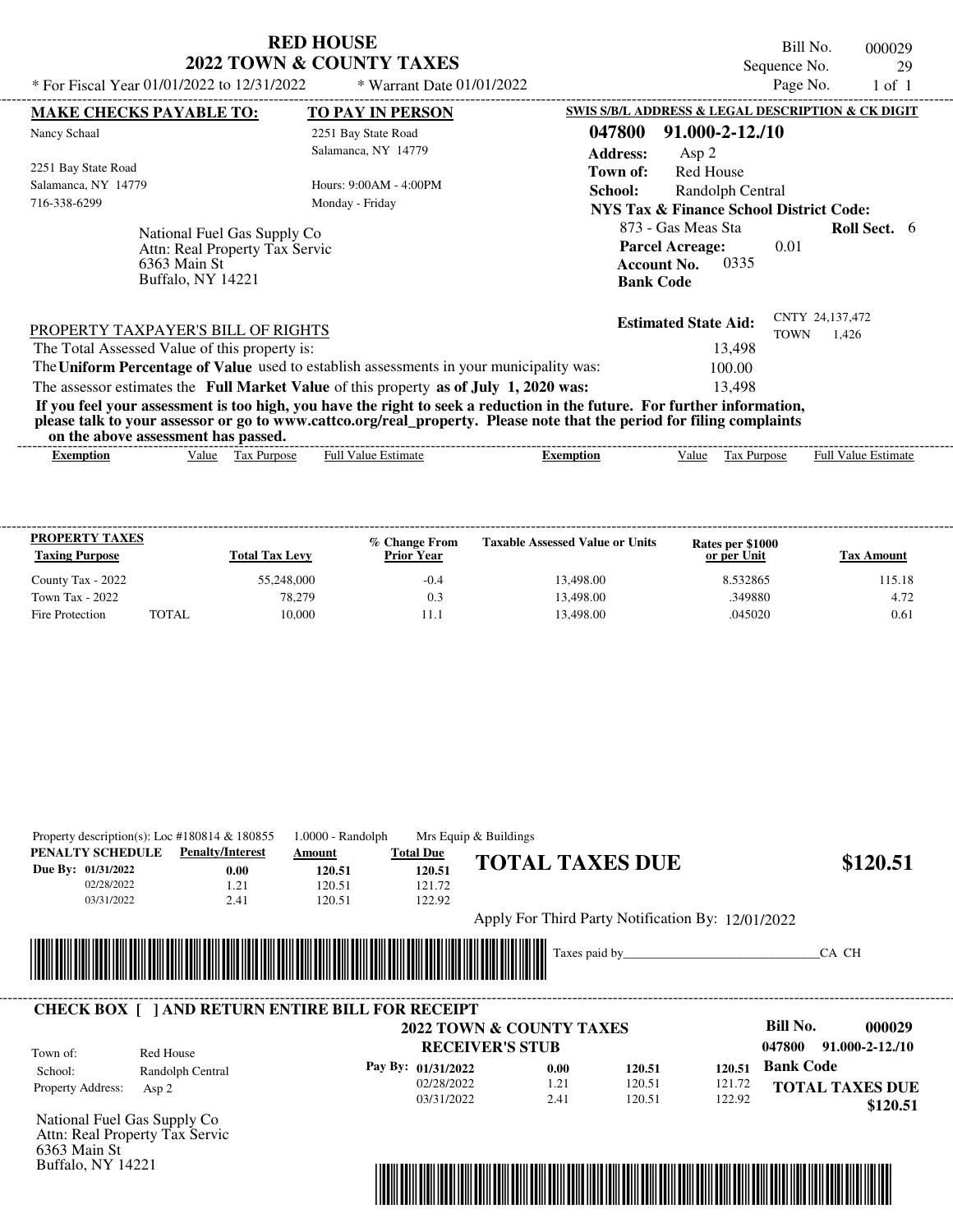# RED HOUSE
## 2022 TOWN & COUNTY TAXES

\* For Fiscal Year 01/01/2022 to 12/31/2022 \* Warrant Date 01/01/2022

Bill No. 000029
Sequence No. 29
Page No. 1 of 1

**MAKE CHECKS PAYABLE TO:**
Nancy Schaal

2251 Bay State Road
Salamanca, NY 14779
716-338-6299

**TO PAY IN PERSON**
2251 Bay State Road
Salamanca, NY 14779

Hours: 9:00AM - 4:00PM
Monday - Friday

National Fuel Gas Supply Co
Attn: Real Property Tax Servic
6363 Main St
Buffalo, NY 14221

**SWIS S/B/L ADDRESS & LEGAL DESCRIPTION & CK DIGIT**

**047800 91.000-2-12./10**
**Address:** Asp 2
**Town of:** Red House
**School:** Randolph Central
**NYS Tax & Finance School District Code:**
873 - Gas Meas Sta **Roll Sect.** 6
**Parcel Acreage:** 0.01
**Account No.** 0335
**Bank Code**

**Estimated State Aid:** CNTY 24,137,472 TOWN 1,426

PROPERTY TAXPAYER'S BILL OF RIGHTS

The Total Assessed Value of this property is: 13,498
The **Uniform Percentage of Value** used to establish assessments in your municipality was: 100.00
The assessor estimates the **Full Market Value** of this property **as of July 1, 2020 was:** 13,498

**If you feel your assessment is too high, you have the right to seek a reduction in the future. For further information, please talk to your assessor or go to www.cattco.org/real_property. Please note that the period for filing complaints on the above assessment has passed.**

| Exemption | Value | Tax Purpose | Full Value Estimate | Exemption | Value | Tax Purpose | Full Value Estimate |
|---|---|---|---|---|---|---|---|

| PROPERTY TAXES Taxing Purpose | | Total Tax Levy | % Change From Prior Year | Taxable Assessed Value or Units | Rates per $1000 or per Unit | Tax Amount |
|---|---|---|---|---|---|---|
| County Tax - 2022 | | 55,248,000 | -0.4 | 13,498.00 | 8.532865 | 115.18 |
| Town Tax - 2022 | | 78,279 | 0.3 | 13,498.00 | .349880 | 4.72 |
| Fire Protection | TOTAL | 10,000 | 11.1 | 13,498.00 | .045020 | 0.61 |

Property description(s): Loc #180814 & 180855 1.0000 - Randolph Mrs Equip & Buildings

| PENALTY SCHEDULE | Penalty/Interest | Amount | Total Due |
|---|---|---|---|
| Due By: 01/31/2022 | 0.00 | 120.51 | 120.51 |
| 02/28/2022 | 1.21 | 120.51 | 121.72 |
| 03/31/2022 | 2.41 | 120.51 | 122.92 |

**TOTAL TAXES DUE** **$120.51**

Apply For Third Party Notification By: 12/01/2022

Taxes paid by_______________________________CA CH

**CHECK BOX [ ] AND RETURN ENTIRE BILL FOR RECEIPT**

**2022 TOWN & COUNTY TAXES**
**RECEIVER'S STUB**

Town of: Red House
School: Randolph Central
Property Address: Asp 2

| Pay By | | | |
|---|---|---|---|
| 01/31/2022 | 0.00 | 120.51 | 120.51 |
| 02/28/2022 | 1.21 | 120.51 | 121.72 |
| 03/31/2022 | 2.41 | 120.51 | 122.92 |

**Bill No. 000029**
**047800 91.000-2-12./10**
**Bank Code**
**TOTAL TAXES DUE**
**$120.51**

National Fuel Gas Supply Co
Attn: Real Property Tax Servic
6363 Main St
Buffalo, NY 14221